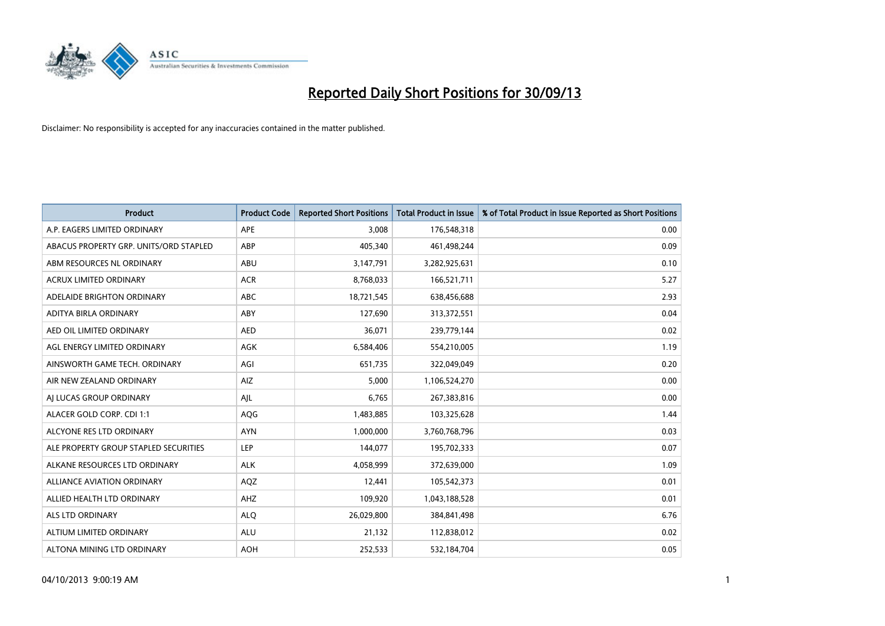# Reported Daily Short Positions for 30/09/13

Disclaimer: No responsibility is accepted for any inaccuracies contained in the matter published.

| Product | Product Code | Reported Short Positions | Total Product in Issue | % of Total Product in Issue Reported as Short Positions |
|---|---|---|---|---|
| A.P. EAGERS LIMITED ORDINARY | APE | 3,008 | 176,548,318 | 0.00 |
| ABACUS PROPERTY GRP. UNITS/ORD STAPLED | ABP | 405,340 | 461,498,244 | 0.09 |
| ABM RESOURCES NL ORDINARY | ABU | 3,147,791 | 3,282,925,631 | 0.10 |
| ACRUX LIMITED ORDINARY | ACR | 8,768,033 | 166,521,711 | 5.27 |
| ADELAIDE BRIGHTON ORDINARY | ABC | 18,721,545 | 638,456,688 | 2.93 |
| ADITYA BIRLA ORDINARY | ABY | 127,690 | 313,372,551 | 0.04 |
| AED OIL LIMITED ORDINARY | AED | 36,071 | 239,779,144 | 0.02 |
| AGL ENERGY LIMITED ORDINARY | AGK | 6,584,406 | 554,210,005 | 1.19 |
| AINSWORTH GAME TECH. ORDINARY | AGI | 651,735 | 322,049,049 | 0.20 |
| AIR NEW ZEALAND ORDINARY | AIZ | 5,000 | 1,106,524,270 | 0.00 |
| AJ LUCAS GROUP ORDINARY | AJL | 6,765 | 267,383,816 | 0.00 |
| ALACER GOLD CORP. CDI 1:1 | AQG | 1,483,885 | 103,325,628 | 1.44 |
| ALCYONE RES LTD ORDINARY | AYN | 1,000,000 | 3,760,768,796 | 0.03 |
| ALE PROPERTY GROUP STAPLED SECURITIES | LEP | 144,077 | 195,702,333 | 0.07 |
| ALKANE RESOURCES LTD ORDINARY | ALK | 4,058,999 | 372,639,000 | 1.09 |
| ALLIANCE AVIATION ORDINARY | AQZ | 12,441 | 105,542,373 | 0.01 |
| ALLIED HEALTH LTD ORDINARY | AHZ | 109,920 | 1,043,188,528 | 0.01 |
| ALS LTD ORDINARY | ALQ | 26,029,800 | 384,841,498 | 6.76 |
| ALTIUM LIMITED ORDINARY | ALU | 21,132 | 112,838,012 | 0.02 |
| ALTONA MINING LTD ORDINARY | AOH | 252,533 | 532,184,704 | 0.05 |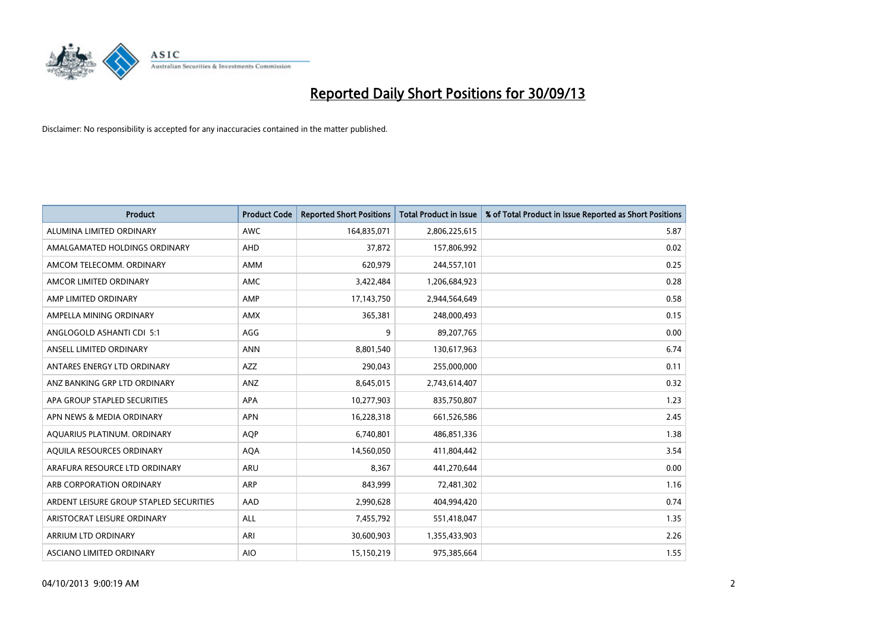# Reported Daily Short Positions for 30/09/13

Disclaimer: No responsibility is accepted for any inaccuracies contained in the matter published.

| Product | Product Code | Reported Short Positions | Total Product in Issue | % of Total Product in Issue Reported as Short Positions |
|---|---|---|---|---|
| ALUMINA LIMITED ORDINARY | AWC | 164,835,071 | 2,806,225,615 | 5.87 |
| AMALGAMATED HOLDINGS ORDINARY | AHD | 37,872 | 157,806,992 | 0.02 |
| AMCOM TELECOMM. ORDINARY | AMM | 620,979 | 244,557,101 | 0.25 |
| AMCOR LIMITED ORDINARY | AMC | 3,422,484 | 1,206,684,923 | 0.28 |
| AMP LIMITED ORDINARY | AMP | 17,143,750 | 2,944,564,649 | 0.58 |
| AMPELLA MINING ORDINARY | AMX | 365,381 | 248,000,493 | 0.15 |
| ANGLOGOLD ASHANTI CDI 5:1 | AGG | 9 | 89,207,765 | 0.00 |
| ANSELL LIMITED ORDINARY | ANN | 8,801,540 | 130,617,963 | 6.74 |
| ANTARES ENERGY LTD ORDINARY | AZZ | 290,043 | 255,000,000 | 0.11 |
| ANZ BANKING GRP LTD ORDINARY | ANZ | 8,645,015 | 2,743,614,407 | 0.32 |
| APA GROUP STAPLED SECURITIES | APA | 10,277,903 | 835,750,807 | 1.23 |
| APN NEWS & MEDIA ORDINARY | APN | 16,228,318 | 661,526,586 | 2.45 |
| AQUARIUS PLATINUM. ORDINARY | AQP | 6,740,801 | 486,851,336 | 1.38 |
| AQUILA RESOURCES ORDINARY | AQA | 14,560,050 | 411,804,442 | 3.54 |
| ARAFURA RESOURCE LTD ORDINARY | ARU | 8,367 | 441,270,644 | 0.00 |
| ARB CORPORATION ORDINARY | ARP | 843,999 | 72,481,302 | 1.16 |
| ARDENT LEISURE GROUP STAPLED SECURITIES | AAD | 2,990,628 | 404,994,420 | 0.74 |
| ARISTOCRAT LEISURE ORDINARY | ALL | 7,455,792 | 551,418,047 | 1.35 |
| ARRIUM LTD ORDINARY | ARI | 30,600,903 | 1,355,433,903 | 2.26 |
| ASCIANO LIMITED ORDINARY | AIO | 15,150,219 | 975,385,664 | 1.55 |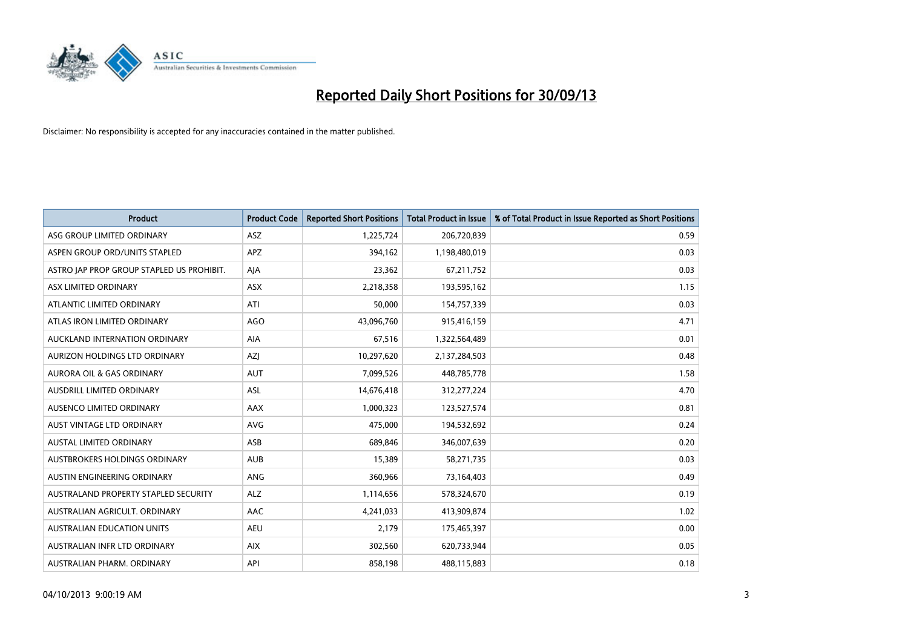# Reported Daily Short Positions for 30/09/13

Disclaimer: No responsibility is accepted for any inaccuracies contained in the matter published.

| Product | Product Code | Reported Short Positions | Total Product in Issue | % of Total Product in Issue Reported as Short Positions |
|---|---|---|---|---|
| ASG GROUP LIMITED ORDINARY | ASZ | 1,225,724 | 206,720,839 | 0.59 |
| ASPEN GROUP ORD/UNITS STAPLED | APZ | 394,162 | 1,198,480,019 | 0.03 |
| ASTRO JAP PROP GROUP STAPLED US PROHIBIT. | AJA | 23,362 | 67,211,752 | 0.03 |
| ASX LIMITED ORDINARY | ASX | 2,218,358 | 193,595,162 | 1.15 |
| ATLANTIC LIMITED ORDINARY | ATI | 50,000 | 154,757,339 | 0.03 |
| ATLAS IRON LIMITED ORDINARY | AGO | 43,096,760 | 915,416,159 | 4.71 |
| AUCKLAND INTERNATION ORDINARY | AIA | 67,516 | 1,322,564,489 | 0.01 |
| AURIZON HOLDINGS LTD ORDINARY | AZJ | 10,297,620 | 2,137,284,503 | 0.48 |
| AURORA OIL & GAS ORDINARY | AUT | 7,099,526 | 448,785,778 | 1.58 |
| AUSDRILL LIMITED ORDINARY | ASL | 14,676,418 | 312,277,224 | 4.70 |
| AUSENCO LIMITED ORDINARY | AAX | 1,000,323 | 123,527,574 | 0.81 |
| AUST VINTAGE LTD ORDINARY | AVG | 475,000 | 194,532,692 | 0.24 |
| AUSTAL LIMITED ORDINARY | ASB | 689,846 | 346,007,639 | 0.20 |
| AUSTBROKERS HOLDINGS ORDINARY | AUB | 15,389 | 58,271,735 | 0.03 |
| AUSTIN ENGINEERING ORDINARY | ANG | 360,966 | 73,164,403 | 0.49 |
| AUSTRALAND PROPERTY STAPLED SECURITY | ALZ | 1,114,656 | 578,324,670 | 0.19 |
| AUSTRALIAN AGRICULT. ORDINARY | AAC | 4,241,033 | 413,909,874 | 1.02 |
| AUSTRALIAN EDUCATION UNITS | AEU | 2,179 | 175,465,397 | 0.00 |
| AUSTRALIAN INFR LTD ORDINARY | AIX | 302,560 | 620,733,944 | 0.05 |
| AUSTRALIAN PHARM. ORDINARY | API | 858,198 | 488,115,883 | 0.18 |

04/10/2013 9:00:19 AM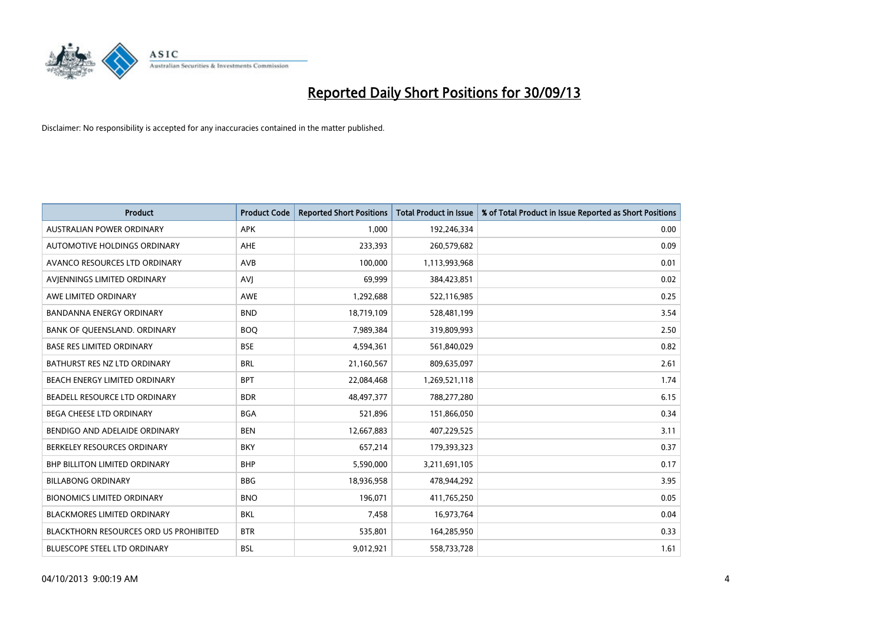# Reported Daily Short Positions for 30/09/13

Disclaimer: No responsibility is accepted for any inaccuracies contained in the matter published.

| Product | Product Code | Reported Short Positions | Total Product in Issue | % of Total Product in Issue Reported as Short Positions |
|---|---|---|---|---|
| AUSTRALIAN POWER ORDINARY | APK | 1,000 | 192,246,334 | 0.00 |
| AUTOMOTIVE HOLDINGS ORDINARY | AHE | 233,393 | 260,579,682 | 0.09 |
| AVANCO RESOURCES LTD ORDINARY | AVB | 100,000 | 1,113,993,968 | 0.01 |
| AVJENNINGS LIMITED ORDINARY | AVJ | 69,999 | 384,423,851 | 0.02 |
| AWE LIMITED ORDINARY | AWE | 1,292,688 | 522,116,985 | 0.25 |
| BANDANNA ENERGY ORDINARY | BND | 18,719,109 | 528,481,199 | 3.54 |
| BANK OF QUEENSLAND. ORDINARY | BOQ | 7,989,384 | 319,809,993 | 2.50 |
| BASE RES LIMITED ORDINARY | BSE | 4,594,361 | 561,840,029 | 0.82 |
| BATHURST RES NZ LTD ORDINARY | BRL | 21,160,567 | 809,635,097 | 2.61 |
| BEACH ENERGY LIMITED ORDINARY | BPT | 22,084,468 | 1,269,521,118 | 1.74 |
| BEADELL RESOURCE LTD ORDINARY | BDR | 48,497,377 | 788,277,280 | 6.15 |
| BEGA CHEESE LTD ORDINARY | BGA | 521,896 | 151,866,050 | 0.34 |
| BENDIGO AND ADELAIDE ORDINARY | BEN | 12,667,883 | 407,229,525 | 3.11 |
| BERKELEY RESOURCES ORDINARY | BKY | 657,214 | 179,393,323 | 0.37 |
| BHP BILLITON LIMITED ORDINARY | BHP | 5,590,000 | 3,211,691,105 | 0.17 |
| BILLABONG ORDINARY | BBG | 18,936,958 | 478,944,292 | 3.95 |
| BIONOMICS LIMITED ORDINARY | BNO | 196,071 | 411,765,250 | 0.05 |
| BLACKMORES LIMITED ORDINARY | BKL | 7,458 | 16,973,764 | 0.04 |
| BLACKTHORN RESOURCES ORD US PROHIBITED | BTR | 535,801 | 164,285,950 | 0.33 |
| BLUESCOPE STEEL LTD ORDINARY | BSL | 9,012,921 | 558,733,728 | 1.61 |

04/10/2013 9:00:19 AM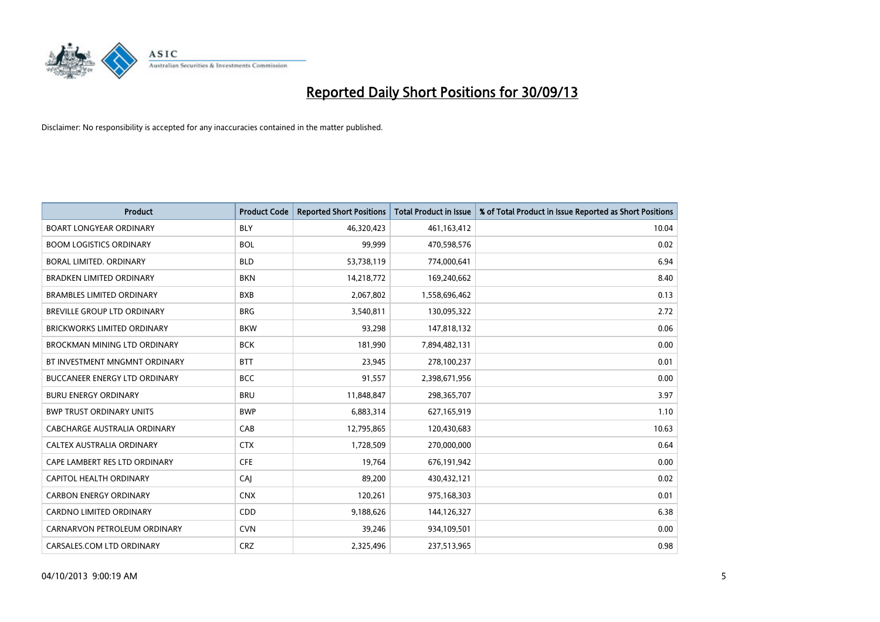# Reported Daily Short Positions for 30/09/13

Disclaimer: No responsibility is accepted for any inaccuracies contained in the matter published.

| Product | Product Code | Reported Short Positions | Total Product in Issue | % of Total Product in Issue Reported as Short Positions |
|---|---|---|---|---|
| BOART LONGYEAR ORDINARY | BLY | 46,320,423 | 461,163,412 | 10.04 |
| BOOM LOGISTICS ORDINARY | BOL | 99,999 | 470,598,576 | 0.02 |
| BORAL LIMITED. ORDINARY | BLD | 53,738,119 | 774,000,641 | 6.94 |
| BRADKEN LIMITED ORDINARY | BKN | 14,218,772 | 169,240,662 | 8.40 |
| BRAMBLES LIMITED ORDINARY | BXB | 2,067,802 | 1,558,696,462 | 0.13 |
| BREVILLE GROUP LTD ORDINARY | BRG | 3,540,811 | 130,095,322 | 2.72 |
| BRICKWORKS LIMITED ORDINARY | BKW | 93,298 | 147,818,132 | 0.06 |
| BROCKMAN MINING LTD ORDINARY | BCK | 181,990 | 7,894,482,131 | 0.00 |
| BT INVESTMENT MNGMNT ORDINARY | BTT | 23,945 | 278,100,237 | 0.01 |
| BUCCANEER ENERGY LTD ORDINARY | BCC | 91,557 | 2,398,671,956 | 0.00 |
| BURU ENERGY ORDINARY | BRU | 11,848,847 | 298,365,707 | 3.97 |
| BWP TRUST ORDINARY UNITS | BWP | 6,883,314 | 627,165,919 | 1.10 |
| CABCHARGE AUSTRALIA ORDINARY | CAB | 12,795,865 | 120,430,683 | 10.63 |
| CALTEX AUSTRALIA ORDINARY | CTX | 1,728,509 | 270,000,000 | 0.64 |
| CAPE LAMBERT RES LTD ORDINARY | CFE | 19,764 | 676,191,942 | 0.00 |
| CAPITOL HEALTH ORDINARY | CAJ | 89,200 | 430,432,121 | 0.02 |
| CARBON ENERGY ORDINARY | CNX | 120,261 | 975,168,303 | 0.01 |
| CARDNO LIMITED ORDINARY | CDD | 9,188,626 | 144,126,327 | 6.38 |
| CARNARVON PETROLEUM ORDINARY | CVN | 39,246 | 934,109,501 | 0.00 |
| CARSALES.COM LTD ORDINARY | CRZ | 2,325,496 | 237,513,965 | 0.98 |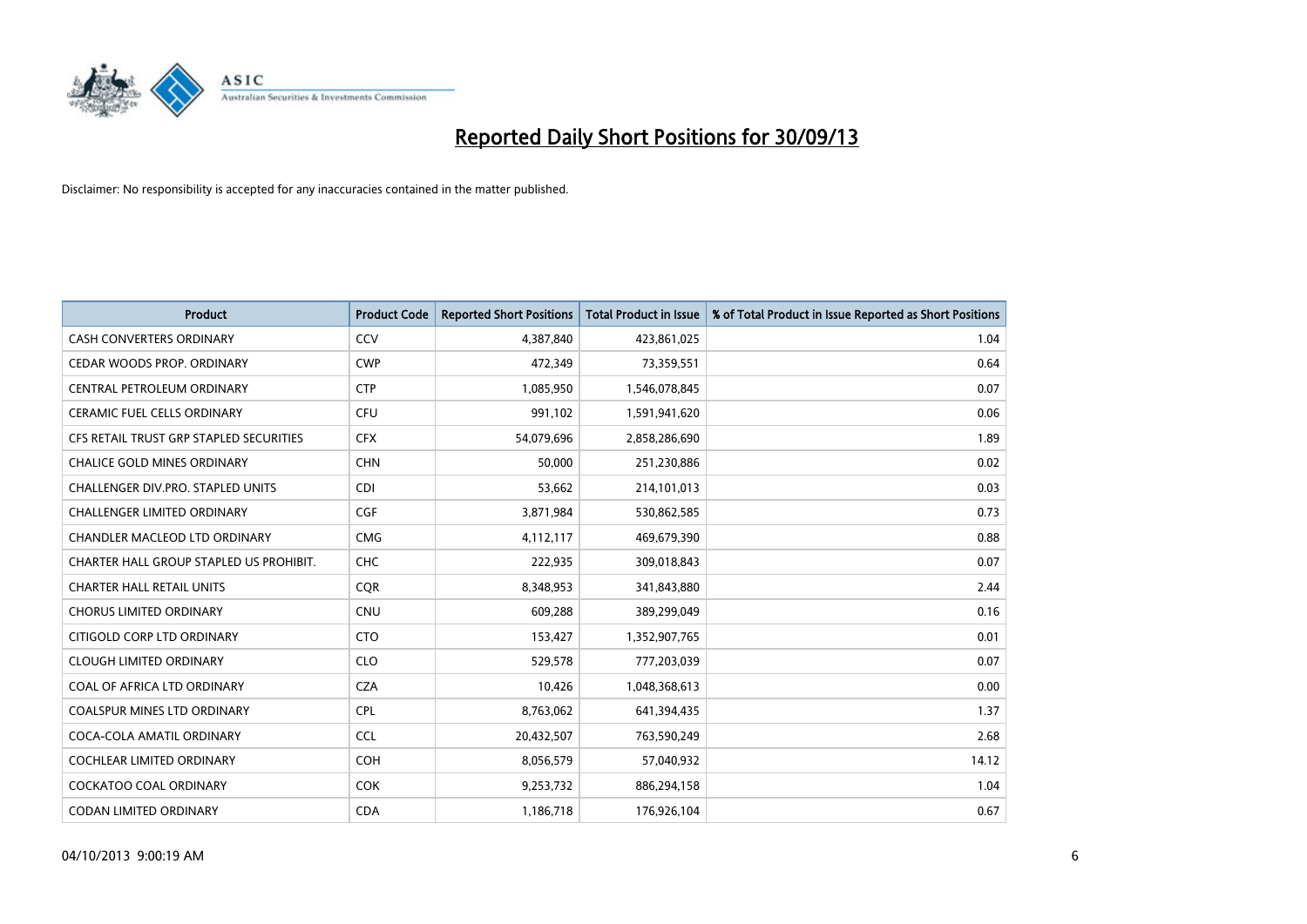# Reported Daily Short Positions for 30/09/13

Disclaimer: No responsibility is accepted for any inaccuracies contained in the matter published.

| Product | Product Code | Reported Short Positions | Total Product in Issue | % of Total Product in Issue Reported as Short Positions |
|---|---|---|---|---|
| CASH CONVERTERS ORDINARY | CCV | 4,387,840 | 423,861,025 | 1.04 |
| CEDAR WOODS PROP. ORDINARY | CWP | 472,349 | 73,359,551 | 0.64 |
| CENTRAL PETROLEUM ORDINARY | CTP | 1,085,950 | 1,546,078,845 | 0.07 |
| CERAMIC FUEL CELLS ORDINARY | CFU | 991,102 | 1,591,941,620 | 0.06 |
| CFS RETAIL TRUST GRP STAPLED SECURITIES | CFX | 54,079,696 | 2,858,286,690 | 1.89 |
| CHALICE GOLD MINES ORDINARY | CHN | 50,000 | 251,230,886 | 0.02 |
| CHALLENGER DIV.PRO. STAPLED UNITS | CDI | 53,662 | 214,101,013 | 0.03 |
| CHALLENGER LIMITED ORDINARY | CGF | 3,871,984 | 530,862,585 | 0.73 |
| CHANDLER MACLEOD LTD ORDINARY | CMG | 4,112,117 | 469,679,390 | 0.88 |
| CHARTER HALL GROUP STAPLED US PROHIBIT. | CHC | 222,935 | 309,018,843 | 0.07 |
| CHARTER HALL RETAIL UNITS | CQR | 8,348,953 | 341,843,880 | 2.44 |
| CHORUS LIMITED ORDINARY | CNU | 609,288 | 389,299,049 | 0.16 |
| CITIGOLD CORP LTD ORDINARY | CTO | 153,427 | 1,352,907,765 | 0.01 |
| CLOUGH LIMITED ORDINARY | CLO | 529,578 | 777,203,039 | 0.07 |
| COAL OF AFRICA LTD ORDINARY | CZA | 10,426 | 1,048,368,613 | 0.00 |
| COALSPUR MINES LTD ORDINARY | CPL | 8,763,062 | 641,394,435 | 1.37 |
| COCA-COLA AMATIL ORDINARY | CCL | 20,432,507 | 763,590,249 | 2.68 |
| COCHLEAR LIMITED ORDINARY | COH | 8,056,579 | 57,040,932 | 14.12 |
| COCKATOO COAL ORDINARY | COK | 9,253,732 | 886,294,158 | 1.04 |
| CODAN LIMITED ORDINARY | CDA | 1,186,718 | 176,926,104 | 0.67 |

04/10/2013 9:00:19 AM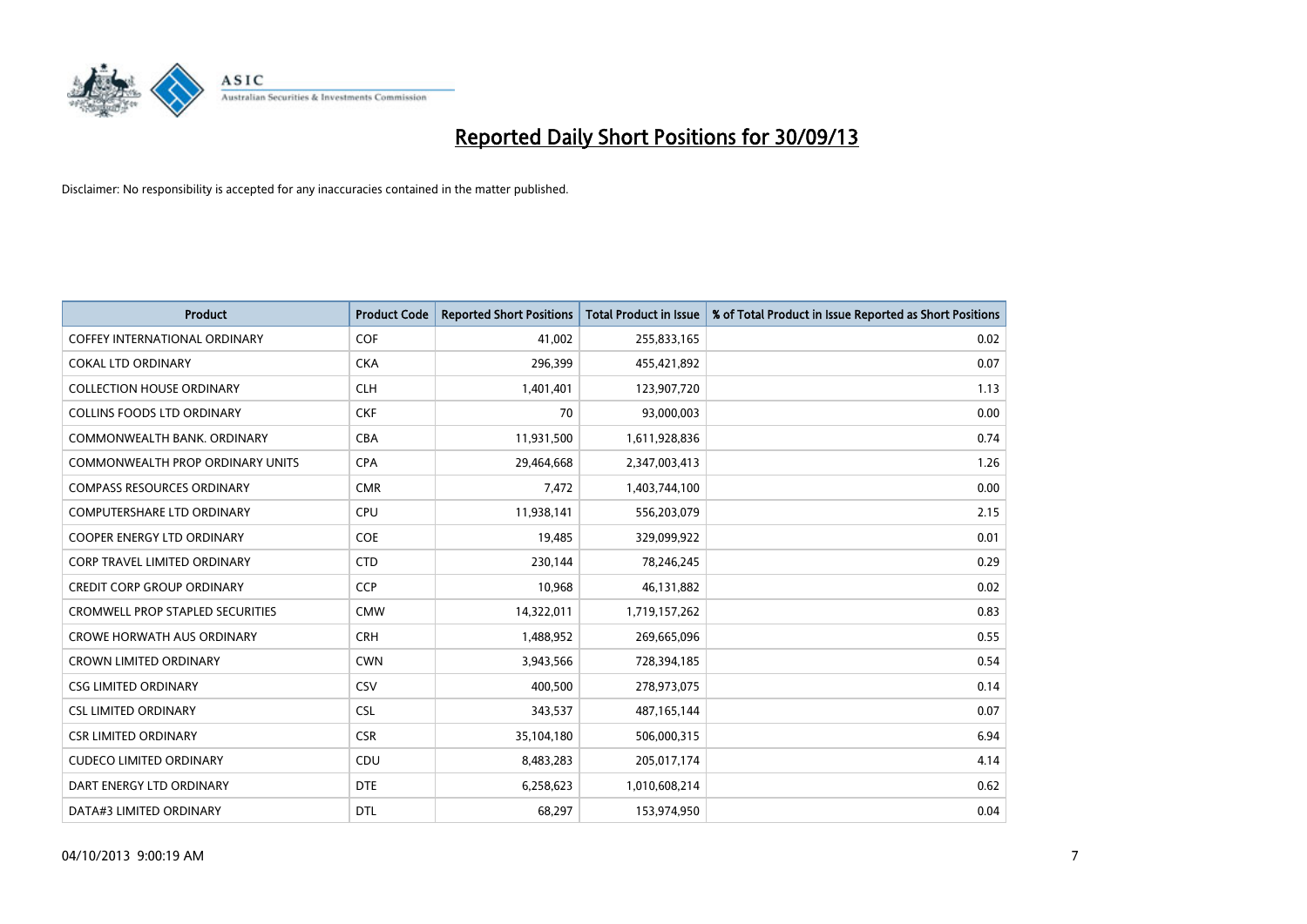# Reported Daily Short Positions for 30/09/13

Disclaimer: No responsibility is accepted for any inaccuracies contained in the matter published.

| Product | Product Code | Reported Short Positions | Total Product in Issue | % of Total Product in Issue Reported as Short Positions |
|---|---|---|---|---|
| COFFEY INTERNATIONAL ORDINARY | COF | 41,002 | 255,833,165 | 0.02 |
| COKAL LTD ORDINARY | CKA | 296,399 | 455,421,892 | 0.07 |
| COLLECTION HOUSE ORDINARY | CLH | 1,401,401 | 123,907,720 | 1.13 |
| COLLINS FOODS LTD ORDINARY | CKF | 70 | 93,000,003 | 0.00 |
| COMMONWEALTH BANK. ORDINARY | CBA | 11,931,500 | 1,611,928,836 | 0.74 |
| COMMONWEALTH PROP ORDINARY UNITS | CPA | 29,464,668 | 2,347,003,413 | 1.26 |
| COMPASS RESOURCES ORDINARY | CMR | 7,472 | 1,403,744,100 | 0.00 |
| COMPUTERSHARE LTD ORDINARY | CPU | 11,938,141 | 556,203,079 | 2.15 |
| COOPER ENERGY LTD ORDINARY | COE | 19,485 | 329,099,922 | 0.01 |
| CORP TRAVEL LIMITED ORDINARY | CTD | 230,144 | 78,246,245 | 0.29 |
| CREDIT CORP GROUP ORDINARY | CCP | 10,968 | 46,131,882 | 0.02 |
| CROMWELL PROP STAPLED SECURITIES | CMW | 14,322,011 | 1,719,157,262 | 0.83 |
| CROWE HORWATH AUS ORDINARY | CRH | 1,488,952 | 269,665,096 | 0.55 |
| CROWN LIMITED ORDINARY | CWN | 3,943,566 | 728,394,185 | 0.54 |
| CSG LIMITED ORDINARY | CSV | 400,500 | 278,973,075 | 0.14 |
| CSL LIMITED ORDINARY | CSL | 343,537 | 487,165,144 | 0.07 |
| CSR LIMITED ORDINARY | CSR | 35,104,180 | 506,000,315 | 6.94 |
| CUDECO LIMITED ORDINARY | CDU | 8,483,283 | 205,017,174 | 4.14 |
| DART ENERGY LTD ORDINARY | DTE | 6,258,623 | 1,010,608,214 | 0.62 |
| DATA#3 LIMITED ORDINARY | DTL | 68,297 | 153,974,950 | 0.04 |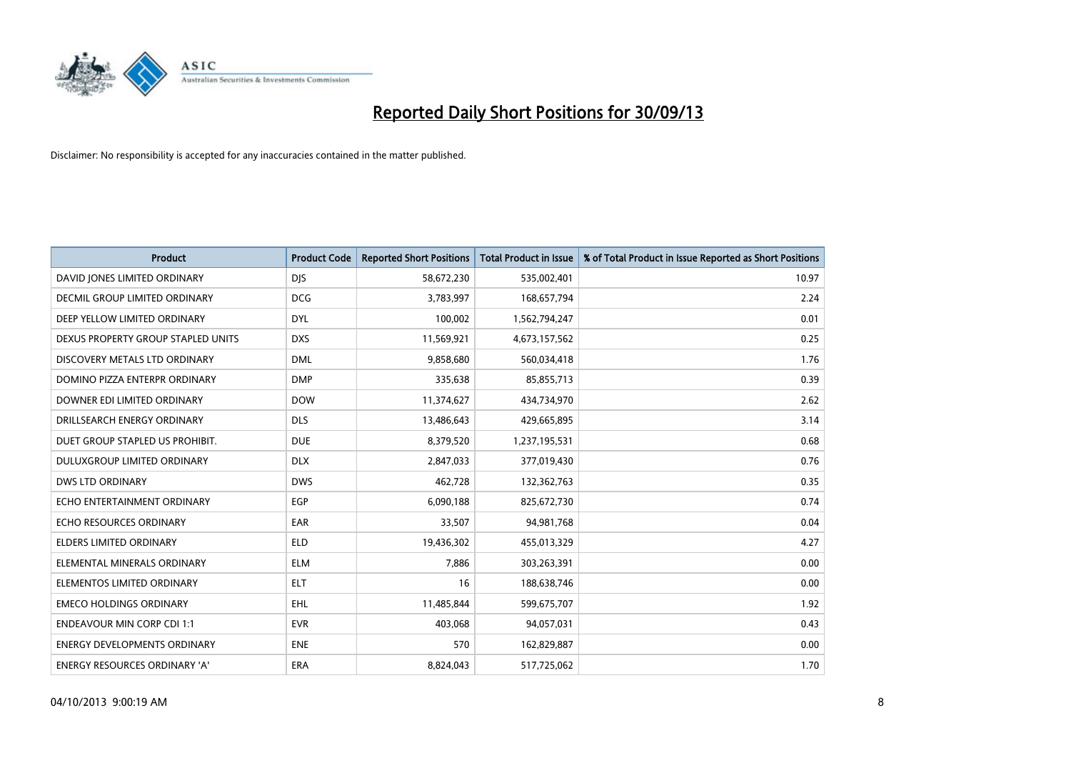# Reported Daily Short Positions for 30/09/13

Disclaimer: No responsibility is accepted for any inaccuracies contained in the matter published.

| Product | Product Code | Reported Short Positions | Total Product in Issue | % of Total Product in Issue Reported as Short Positions |
|---|---|---|---|---|
| DAVID JONES LIMITED ORDINARY | DJS | 58,672,230 | 535,002,401 | 10.97 |
| DECMIL GROUP LIMITED ORDINARY | DCG | 3,783,997 | 168,657,794 | 2.24 |
| DEEP YELLOW LIMITED ORDINARY | DYL | 100,002 | 1,562,794,247 | 0.01 |
| DEXUS PROPERTY GROUP STAPLED UNITS | DXS | 11,569,921 | 4,673,157,562 | 0.25 |
| DISCOVERY METALS LTD ORDINARY | DML | 9,858,680 | 560,034,418 | 1.76 |
| DOMINO PIZZA ENTERPR ORDINARY | DMP | 335,638 | 85,855,713 | 0.39 |
| DOWNER EDI LIMITED ORDINARY | DOW | 11,374,627 | 434,734,970 | 2.62 |
| DRILLSEARCH ENERGY ORDINARY | DLS | 13,486,643 | 429,665,895 | 3.14 |
| DUET GROUP STAPLED US PROHIBIT. | DUE | 8,379,520 | 1,237,195,531 | 0.68 |
| DULUXGROUP LIMITED ORDINARY | DLX | 2,847,033 | 377,019,430 | 0.76 |
| DWS LTD ORDINARY | DWS | 462,728 | 132,362,763 | 0.35 |
| ECHO ENTERTAINMENT ORDINARY | EGP | 6,090,188 | 825,672,730 | 0.74 |
| ECHO RESOURCES ORDINARY | EAR | 33,507 | 94,981,768 | 0.04 |
| ELDERS LIMITED ORDINARY | ELD | 19,436,302 | 455,013,329 | 4.27 |
| ELEMENTAL MINERALS ORDINARY | ELM | 7,886 | 303,263,391 | 0.00 |
| ELEMENTOS LIMITED ORDINARY | ELT | 16 | 188,638,746 | 0.00 |
| EMECO HOLDINGS ORDINARY | EHL | 11,485,844 | 599,675,707 | 1.92 |
| ENDEAVOUR MIN CORP CDI 1:1 | EVR | 403,068 | 94,057,031 | 0.43 |
| ENERGY DEVELOPMENTS ORDINARY | ENE | 570 | 162,829,887 | 0.00 |
| ENERGY RESOURCES ORDINARY 'A' | ERA | 8,824,043 | 517,725,062 | 1.70 |

04/10/2013 9:00:19 AM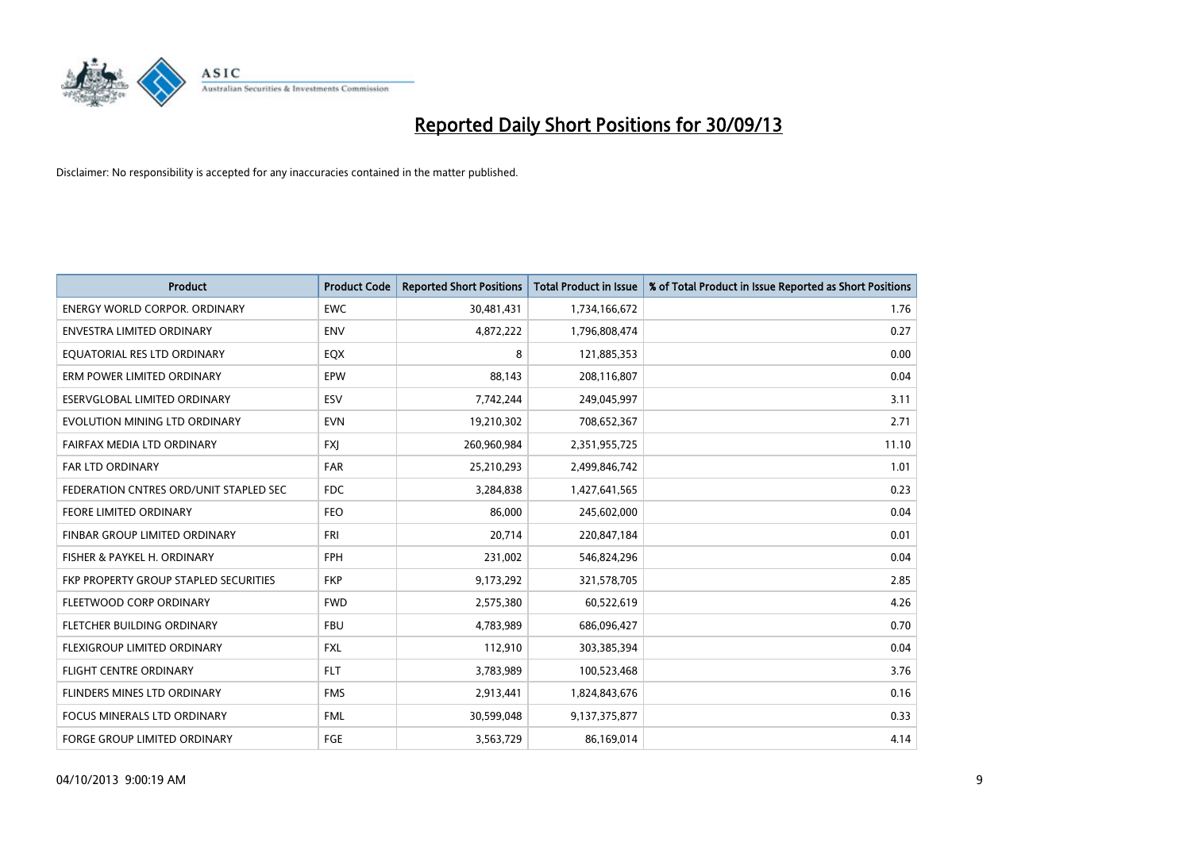# Reported Daily Short Positions for 30/09/13

Disclaimer: No responsibility is accepted for any inaccuracies contained in the matter published.

| Product | Product Code | Reported Short Positions | Total Product in Issue | % of Total Product in Issue Reported as Short Positions |
|---|---|---|---|---|
| ENERGY WORLD CORPOR. ORDINARY | EWC | 30,481,431 | 1,734,166,672 | 1.76 |
| ENVESTRA LIMITED ORDINARY | ENV | 4,872,222 | 1,796,808,474 | 0.27 |
| EQUATORIAL RES LTD ORDINARY | EQX | 8 | 121,885,353 | 0.00 |
| ERM POWER LIMITED ORDINARY | EPW | 88,143 | 208,116,807 | 0.04 |
| ESERVGLOBAL LIMITED ORDINARY | ESV | 7,742,244 | 249,045,997 | 3.11 |
| EVOLUTION MINING LTD ORDINARY | EVN | 19,210,302 | 708,652,367 | 2.71 |
| FAIRFAX MEDIA LTD ORDINARY | FXJ | 260,960,984 | 2,351,955,725 | 11.10 |
| FAR LTD ORDINARY | FAR | 25,210,293 | 2,499,846,742 | 1.01 |
| FEDERATION CNTRES ORD/UNIT STAPLED SEC | FDC | 3,284,838 | 1,427,641,565 | 0.23 |
| FEORE LIMITED ORDINARY | FEO | 86,000 | 245,602,000 | 0.04 |
| FINBAR GROUP LIMITED ORDINARY | FRI | 20,714 | 220,847,184 | 0.01 |
| FISHER & PAYKEL H. ORDINARY | FPH | 231,002 | 546,824,296 | 0.04 |
| FKP PROPERTY GROUP STAPLED SECURITIES | FKP | 9,173,292 | 321,578,705 | 2.85 |
| FLEETWOOD CORP ORDINARY | FWD | 2,575,380 | 60,522,619 | 4.26 |
| FLETCHER BUILDING ORDINARY | FBU | 4,783,989 | 686,096,427 | 0.70 |
| FLEXIGROUP LIMITED ORDINARY | FXL | 112,910 | 303,385,394 | 0.04 |
| FLIGHT CENTRE ORDINARY | FLT | 3,783,989 | 100,523,468 | 3.76 |
| FLINDERS MINES LTD ORDINARY | FMS | 2,913,441 | 1,824,843,676 | 0.16 |
| FOCUS MINERALS LTD ORDINARY | FML | 30,599,048 | 9,137,375,877 | 0.33 |
| FORGE GROUP LIMITED ORDINARY | FGE | 3,563,729 | 86,169,014 | 4.14 |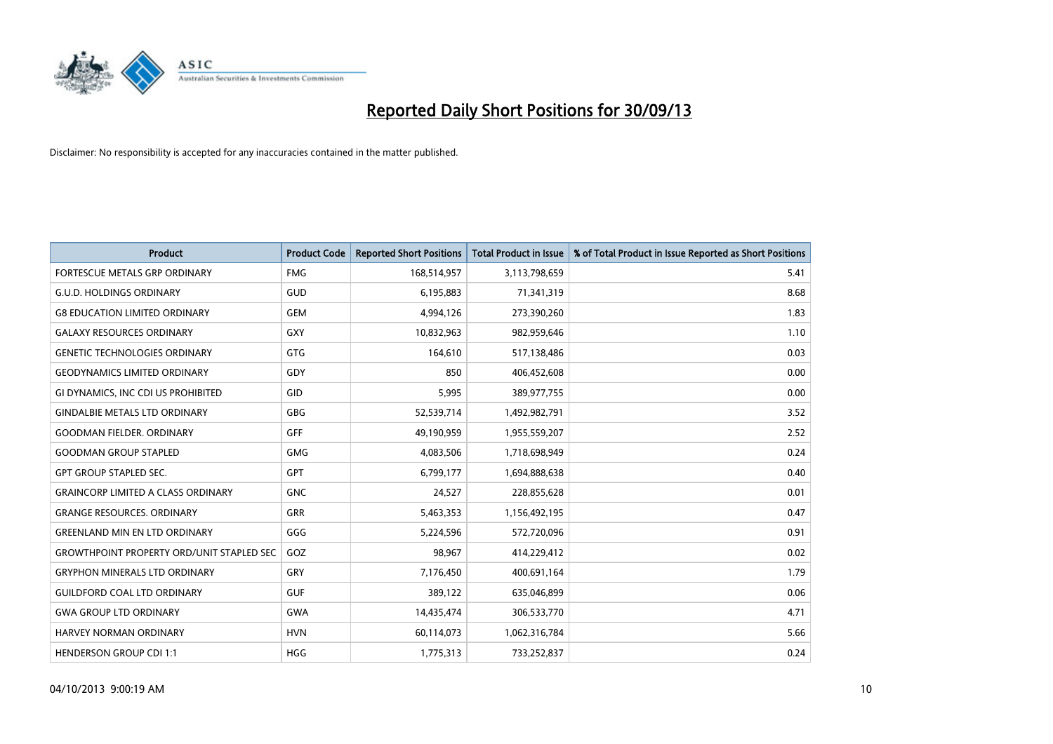# Reported Daily Short Positions for 30/09/13

Disclaimer: No responsibility is accepted for any inaccuracies contained in the matter published.

| Product | Product Code | Reported Short Positions | Total Product in Issue | % of Total Product in Issue Reported as Short Positions |
|---|---|---|---|---|
| FORTESCUE METALS GRP ORDINARY | FMG | 168,514,957 | 3,113,798,659 | 5.41 |
| G.U.D. HOLDINGS ORDINARY | GUD | 6,195,883 | 71,341,319 | 8.68 |
| G8 EDUCATION LIMITED ORDINARY | GEM | 4,994,126 | 273,390,260 | 1.83 |
| GALAXY RESOURCES ORDINARY | GXY | 10,832,963 | 982,959,646 | 1.10 |
| GENETIC TECHNOLOGIES ORDINARY | GTG | 164,610 | 517,138,486 | 0.03 |
| GEODYNAMICS LIMITED ORDINARY | GDY | 850 | 406,452,608 | 0.00 |
| GI DYNAMICS, INC CDI US PROHIBITED | GID | 5,995 | 389,977,755 | 0.00 |
| GINDALBIE METALS LTD ORDINARY | GBG | 52,539,714 | 1,492,982,791 | 3.52 |
| GOODMAN FIELDER. ORDINARY | GFF | 49,190,959 | 1,955,559,207 | 2.52 |
| GOODMAN GROUP STAPLED | GMG | 4,083,506 | 1,718,698,949 | 0.24 |
| GPT GROUP STAPLED SEC. | GPT | 6,799,177 | 1,694,888,638 | 0.40 |
| GRAINCORP LIMITED A CLASS ORDINARY | GNC | 24,527 | 228,855,628 | 0.01 |
| GRANGE RESOURCES. ORDINARY | GRR | 5,463,353 | 1,156,492,195 | 0.47 |
| GREENLAND MIN EN LTD ORDINARY | GGG | 5,224,596 | 572,720,096 | 0.91 |
| GROWTHPOINT PROPERTY ORD/UNIT STAPLED SEC | GOZ | 98,967 | 414,229,412 | 0.02 |
| GRYPHON MINERALS LTD ORDINARY | GRY | 7,176,450 | 400,691,164 | 1.79 |
| GUILDFORD COAL LTD ORDINARY | GUF | 389,122 | 635,046,899 | 0.06 |
| GWA GROUP LTD ORDINARY | GWA | 14,435,474 | 306,533,770 | 4.71 |
| HARVEY NORMAN ORDINARY | HVN | 60,114,073 | 1,062,316,784 | 5.66 |
| HENDERSON GROUP CDI 1:1 | HGG | 1,775,313 | 733,252,837 | 0.24 |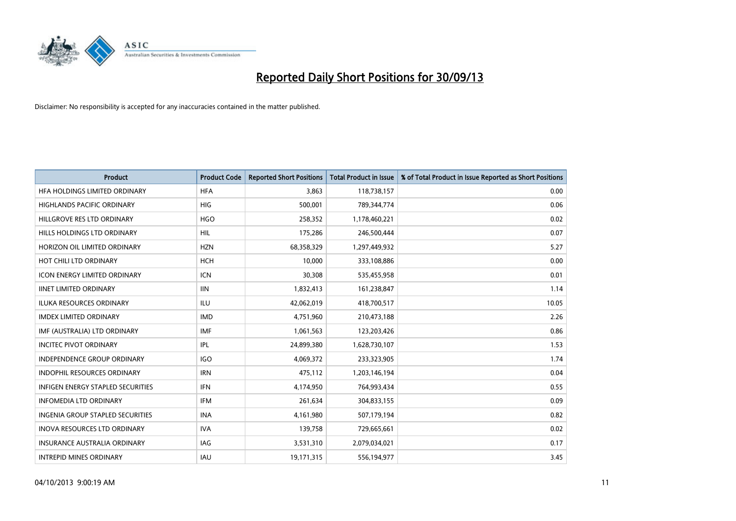# Reported Daily Short Positions for 30/09/13

Disclaimer: No responsibility is accepted for any inaccuracies contained in the matter published.

| Product | Product Code | Reported Short Positions | Total Product in Issue | % of Total Product in Issue Reported as Short Positions |
|---|---|---|---|---|
| HFA HOLDINGS LIMITED ORDINARY | HFA | 3,863 | 118,738,157 | 0.00 |
| HIGHLANDS PACIFIC ORDINARY | HIG | 500,001 | 789,344,774 | 0.06 |
| HILLGROVE RES LTD ORDINARY | HGO | 258,352 | 1,178,460,221 | 0.02 |
| HILLS HOLDINGS LTD ORDINARY | HIL | 175,286 | 246,500,444 | 0.07 |
| HORIZON OIL LIMITED ORDINARY | HZN | 68,358,329 | 1,297,449,932 | 5.27 |
| HOT CHILI LTD ORDINARY | HCH | 10,000 | 333,108,886 | 0.00 |
| ICON ENERGY LIMITED ORDINARY | ICN | 30,308 | 535,455,958 | 0.01 |
| IINET LIMITED ORDINARY | IIN | 1,832,413 | 161,238,847 | 1.14 |
| ILUKA RESOURCES ORDINARY | ILU | 42,062,019 | 418,700,517 | 10.05 |
| IMDEX LIMITED ORDINARY | IMD | 4,751,960 | 210,473,188 | 2.26 |
| IMF (AUSTRALIA) LTD ORDINARY | IMF | 1,061,563 | 123,203,426 | 0.86 |
| INCITEC PIVOT ORDINARY | IPL | 24,899,380 | 1,628,730,107 | 1.53 |
| INDEPENDENCE GROUP ORDINARY | IGO | 4,069,372 | 233,323,905 | 1.74 |
| INDOPHIL RESOURCES ORDINARY | IRN | 475,112 | 1,203,146,194 | 0.04 |
| INFIGEN ENERGY STAPLED SECURITIES | IFN | 4,174,950 | 764,993,434 | 0.55 |
| INFOMEDIA LTD ORDINARY | IFM | 261,634 | 304,833,155 | 0.09 |
| INGENIA GROUP STAPLED SECURITIES | INA | 4,161,980 | 507,179,194 | 0.82 |
| INOVA RESOURCES LTD ORDINARY | IVA | 139,758 | 729,665,661 | 0.02 |
| INSURANCE AUSTRALIA ORDINARY | IAG | 3,531,310 | 2,079,034,021 | 0.17 |
| INTREPID MINES ORDINARY | IAU | 19,171,315 | 556,194,977 | 3.45 |

04/10/2013 9:00:19 AM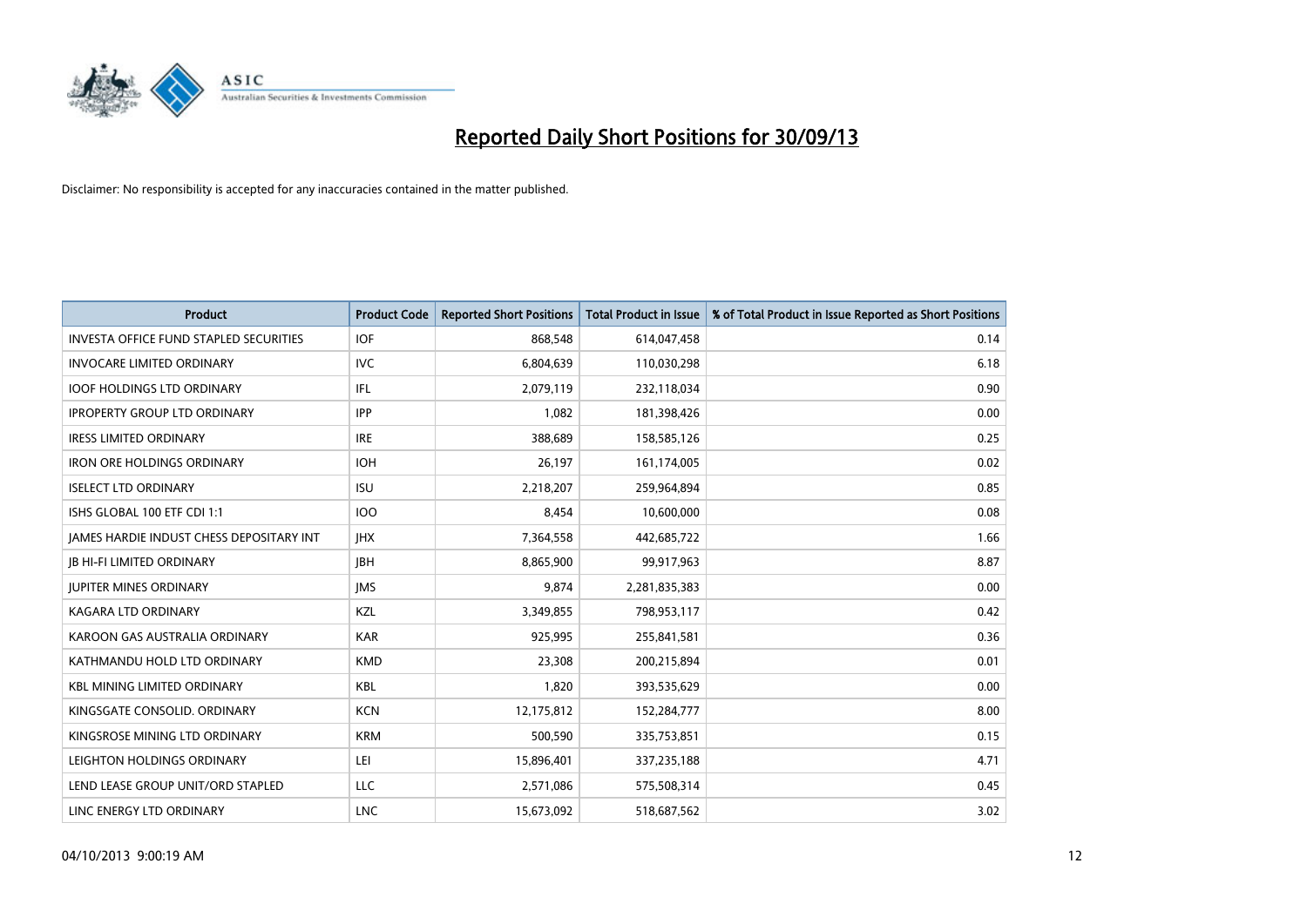# Reported Daily Short Positions for 30/09/13

Disclaimer: No responsibility is accepted for any inaccuracies contained in the matter published.

| Product | Product Code | Reported Short Positions | Total Product in Issue | % of Total Product in Issue Reported as Short Positions |
|---|---|---|---|---|
| INVESTA OFFICE FUND STAPLED SECURITIES | IOF | 868,548 | 614,047,458 | 0.14 |
| INVOCARE LIMITED ORDINARY | IVC | 6,804,639 | 110,030,298 | 6.18 |
| IOOF HOLDINGS LTD ORDINARY | IFL | 2,079,119 | 232,118,034 | 0.90 |
| IPROPERTY GROUP LTD ORDINARY | IPP | 1,082 | 181,398,426 | 0.00 |
| IRESS LIMITED ORDINARY | IRE | 388,689 | 158,585,126 | 0.25 |
| IRON ORE HOLDINGS ORDINARY | IOH | 26,197 | 161,174,005 | 0.02 |
| ISELECT LTD ORDINARY | ISU | 2,218,207 | 259,964,894 | 0.85 |
| ISHS GLOBAL 100 ETF CDI 1:1 | IOO | 8,454 | 10,600,000 | 0.08 |
| JAMES HARDIE INDUST CHESS DEPOSITARY INT | JHX | 7,364,558 | 442,685,722 | 1.66 |
| JB HI-FI LIMITED ORDINARY | JBH | 8,865,900 | 99,917,963 | 8.87 |
| JUPITER MINES ORDINARY | JMS | 9,874 | 2,281,835,383 | 0.00 |
| KAGARA LTD ORDINARY | KZL | 3,349,855 | 798,953,117 | 0.42 |
| KAROON GAS AUSTRALIA ORDINARY | KAR | 925,995 | 255,841,581 | 0.36 |
| KATHMANDU HOLD LTD ORDINARY | KMD | 23,308 | 200,215,894 | 0.01 |
| KBL MINING LIMITED ORDINARY | KBL | 1,820 | 393,535,629 | 0.00 |
| KINGSGATE CONSOLID. ORDINARY | KCN | 12,175,812 | 152,284,777 | 8.00 |
| KINGSROSE MINING LTD ORDINARY | KRM | 500,590 | 335,753,851 | 0.15 |
| LEIGHTON HOLDINGS ORDINARY | LEI | 15,896,401 | 337,235,188 | 4.71 |
| LEND LEASE GROUP UNIT/ORD STAPLED | LLC | 2,571,086 | 575,508,314 | 0.45 |
| LINC ENERGY LTD ORDINARY | LNC | 15,673,092 | 518,687,562 | 3.02 |

04/10/2013 9:00:19 AM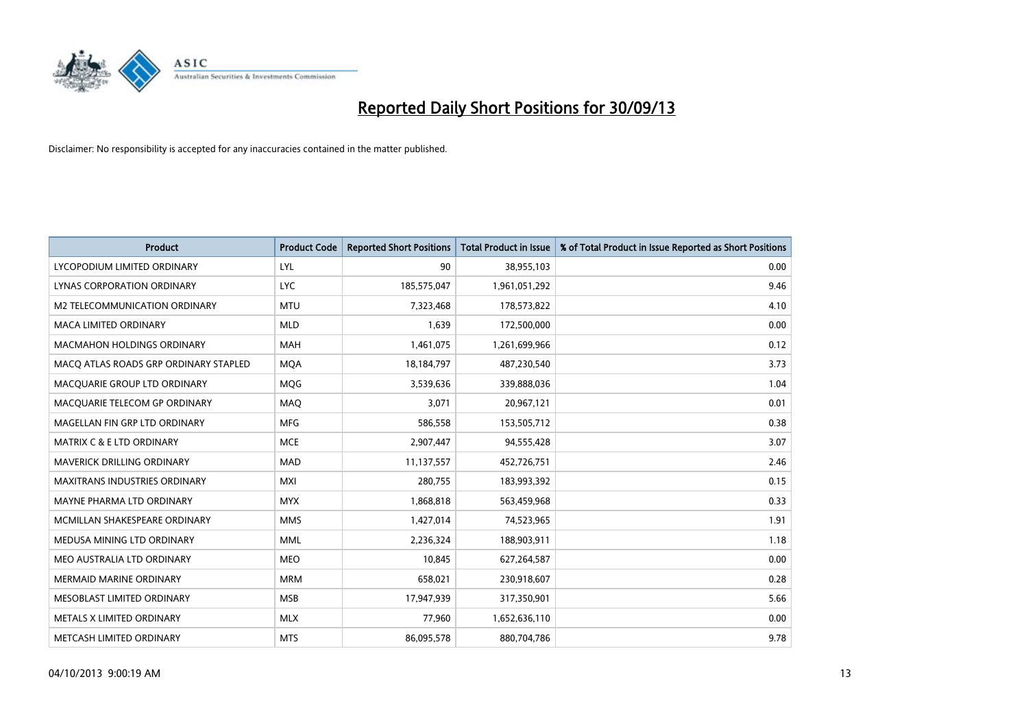# Reported Daily Short Positions for 30/09/13

Disclaimer: No responsibility is accepted for any inaccuracies contained in the matter published.

| Product | Product Code | Reported Short Positions | Total Product in Issue | % of Total Product in Issue Reported as Short Positions |
|---|---|---|---|---|
| LYCOPODIUM LIMITED ORDINARY | LYL | 90 | 38,955,103 | 0.00 |
| LYNAS CORPORATION ORDINARY | LYC | 185,575,047 | 1,961,051,292 | 9.46 |
| M2 TELECOMMUNICATION ORDINARY | MTU | 7,323,468 | 178,573,822 | 4.10 |
| MACA LIMITED ORDINARY | MLD | 1,639 | 172,500,000 | 0.00 |
| MACMAHON HOLDINGS ORDINARY | MAH | 1,461,075 | 1,261,699,966 | 0.12 |
| MACQ ATLAS ROADS GRP ORDINARY STAPLED | MQA | 18,184,797 | 487,230,540 | 3.73 |
| MACQUARIE GROUP LTD ORDINARY | MQG | 3,539,636 | 339,888,036 | 1.04 |
| MACQUARIE TELECOM GP ORDINARY | MAQ | 3,071 | 20,967,121 | 0.01 |
| MAGELLAN FIN GRP LTD ORDINARY | MFG | 586,558 | 153,505,712 | 0.38 |
| MATRIX C & E LTD ORDINARY | MCE | 2,907,447 | 94,555,428 | 3.07 |
| MAVERICK DRILLING ORDINARY | MAD | 11,137,557 | 452,726,751 | 2.46 |
| MAXITRANS INDUSTRIES ORDINARY | MXI | 280,755 | 183,993,392 | 0.15 |
| MAYNE PHARMA LTD ORDINARY | MYX | 1,868,818 | 563,459,968 | 0.33 |
| MCMILLAN SHAKESPEARE ORDINARY | MMS | 1,427,014 | 74,523,965 | 1.91 |
| MEDUSA MINING LTD ORDINARY | MML | 2,236,324 | 188,903,911 | 1.18 |
| MEO AUSTRALIA LTD ORDINARY | MEO | 10,845 | 627,264,587 | 0.00 |
| MERMAID MARINE ORDINARY | MRM | 658,021 | 230,918,607 | 0.28 |
| MESOBLAST LIMITED ORDINARY | MSB | 17,947,939 | 317,350,901 | 5.66 |
| METALS X LIMITED ORDINARY | MLX | 77,960 | 1,652,636,110 | 0.00 |
| METCASH LIMITED ORDINARY | MTS | 86,095,578 | 880,704,786 | 9.78 |

04/10/2013 9:00:19 AM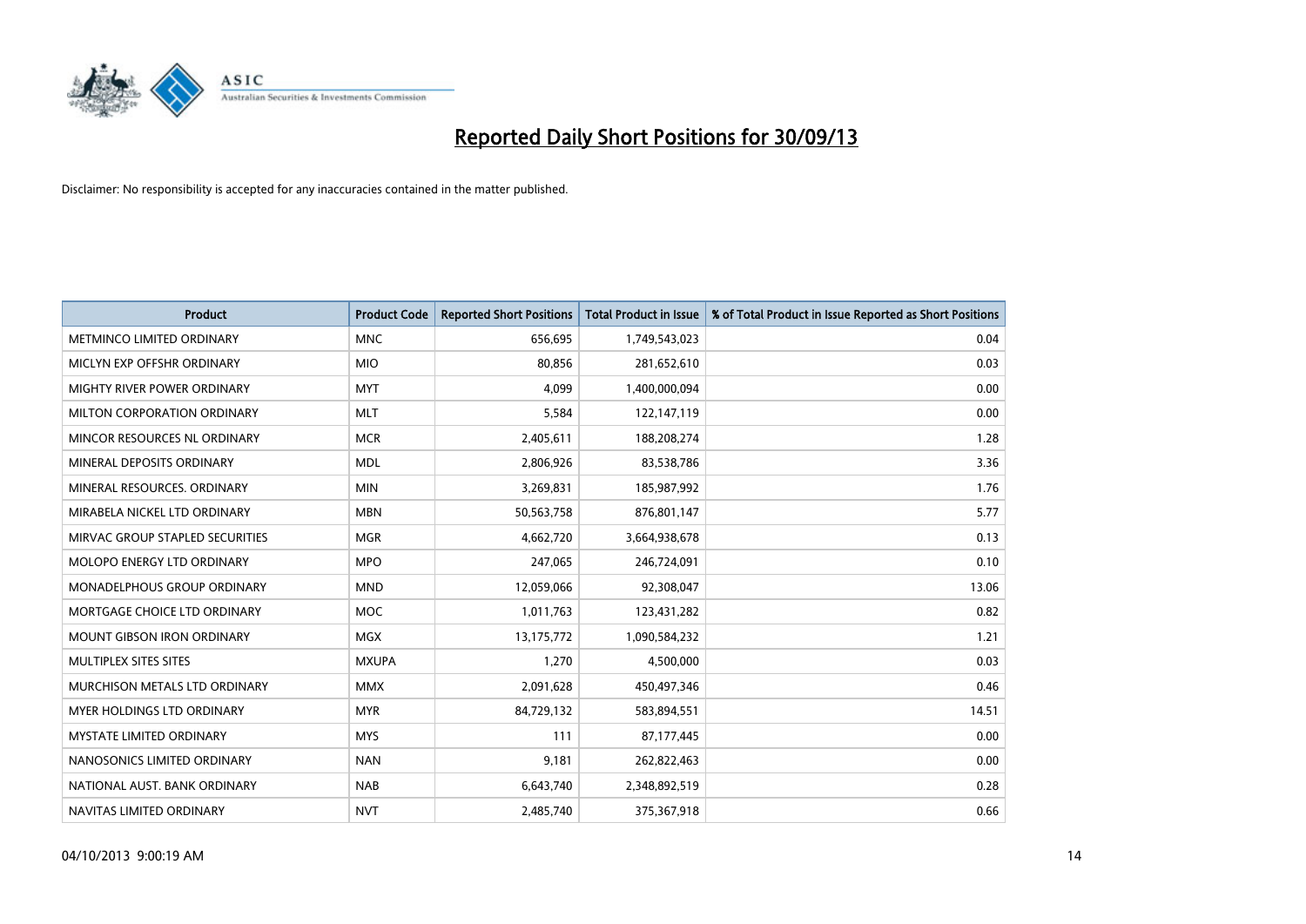# Reported Daily Short Positions for 30/09/13

Disclaimer: No responsibility is accepted for any inaccuracies contained in the matter published.

| Product | Product Code | Reported Short Positions | Total Product in Issue | % of Total Product in Issue Reported as Short Positions |
|---|---|---|---|---|
| METMINCO LIMITED ORDINARY | MNC | 656,695 | 1,749,543,023 | 0.04 |
| MICLYN EXP OFFSHR ORDINARY | MIO | 80,856 | 281,652,610 | 0.03 |
| MIGHTY RIVER POWER ORDINARY | MYT | 4,099 | 1,400,000,094 | 0.00 |
| MILTON CORPORATION ORDINARY | MLT | 5,584 | 122,147,119 | 0.00 |
| MINCOR RESOURCES NL ORDINARY | MCR | 2,405,611 | 188,208,274 | 1.28 |
| MINERAL DEPOSITS ORDINARY | MDL | 2,806,926 | 83,538,786 | 3.36 |
| MINERAL RESOURCES. ORDINARY | MIN | 3,269,831 | 185,987,992 | 1.76 |
| MIRABELA NICKEL LTD ORDINARY | MBN | 50,563,758 | 876,801,147 | 5.77 |
| MIRVAC GROUP STAPLED SECURITIES | MGR | 4,662,720 | 3,664,938,678 | 0.13 |
| MOLOPO ENERGY LTD ORDINARY | MPO | 247,065 | 246,724,091 | 0.10 |
| MONADELPHOUS GROUP ORDINARY | MND | 12,059,066 | 92,308,047 | 13.06 |
| MORTGAGE CHOICE LTD ORDINARY | MOC | 1,011,763 | 123,431,282 | 0.82 |
| MOUNT GIBSON IRON ORDINARY | MGX | 13,175,772 | 1,090,584,232 | 1.21 |
| MULTIPLEX SITES SITES | MXUPA | 1,270 | 4,500,000 | 0.03 |
| MURCHISON METALS LTD ORDINARY | MMX | 2,091,628 | 450,497,346 | 0.46 |
| MYER HOLDINGS LTD ORDINARY | MYR | 84,729,132 | 583,894,551 | 14.51 |
| MYSTATE LIMITED ORDINARY | MYS | 111 | 87,177,445 | 0.00 |
| NANOSONICS LIMITED ORDINARY | NAN | 9,181 | 262,822,463 | 0.00 |
| NATIONAL AUST. BANK ORDINARY | NAB | 6,643,740 | 2,348,892,519 | 0.28 |
| NAVITAS LIMITED ORDINARY | NVT | 2,485,740 | 375,367,918 | 0.66 |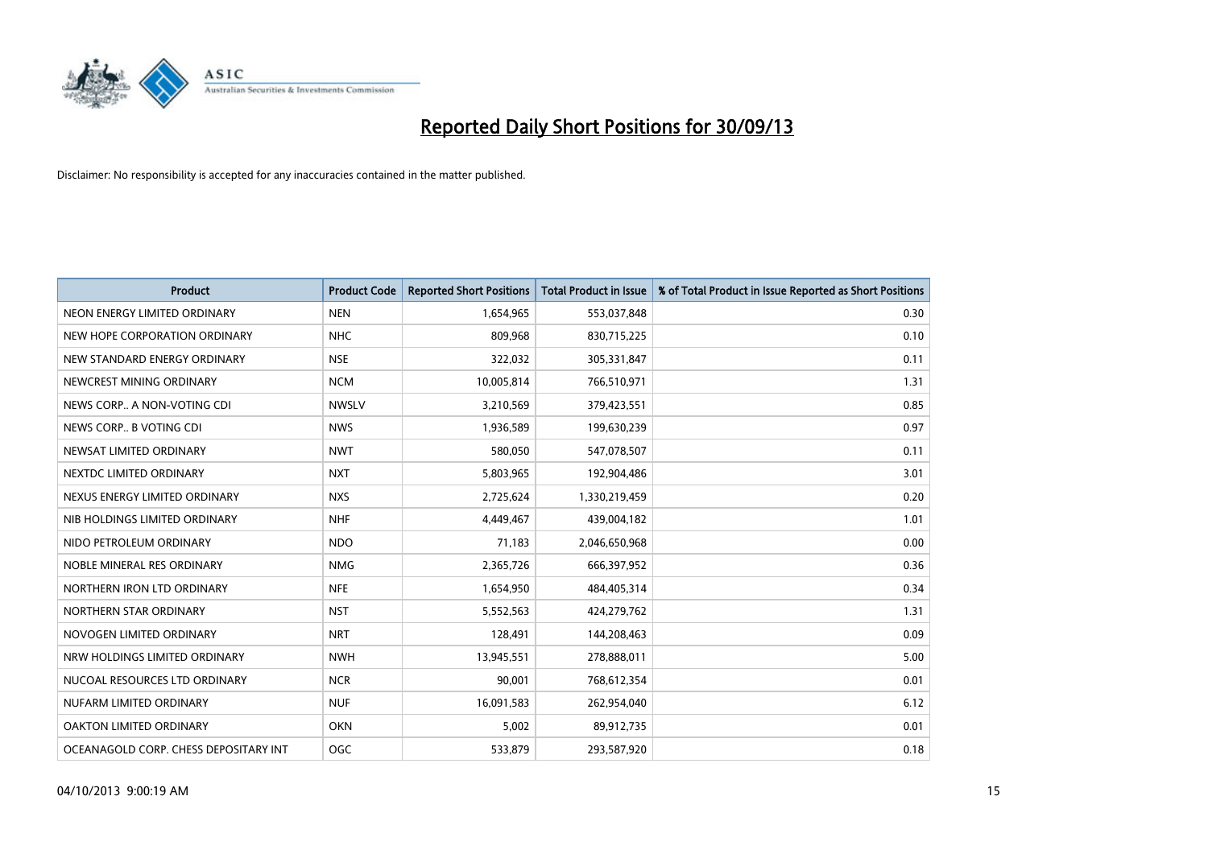# Reported Daily Short Positions for 30/09/13

Disclaimer: No responsibility is accepted for any inaccuracies contained in the matter published.

| Product | Product Code | Reported Short Positions | Total Product in Issue | % of Total Product in Issue Reported as Short Positions |
|---|---|---|---|---|
| NEON ENERGY LIMITED ORDINARY | NEN | 1,654,965 | 553,037,848 | 0.30 |
| NEW HOPE CORPORATION ORDINARY | NHC | 809,968 | 830,715,225 | 0.10 |
| NEW STANDARD ENERGY ORDINARY | NSE | 322,032 | 305,331,847 | 0.11 |
| NEWCREST MINING ORDINARY | NCM | 10,005,814 | 766,510,971 | 1.31 |
| NEWS CORP.. A NON-VOTING CDI | NWSLV | 3,210,569 | 379,423,551 | 0.85 |
| NEWS CORP.. B VOTING CDI | NWS | 1,936,589 | 199,630,239 | 0.97 |
| NEWSAT LIMITED ORDINARY | NWT | 580,050 | 547,078,507 | 0.11 |
| NEXTDC LIMITED ORDINARY | NXT | 5,803,965 | 192,904,486 | 3.01 |
| NEXUS ENERGY LIMITED ORDINARY | NXS | 2,725,624 | 1,330,219,459 | 0.20 |
| NIB HOLDINGS LIMITED ORDINARY | NHF | 4,449,467 | 439,004,182 | 1.01 |
| NIDO PETROLEUM ORDINARY | NDO | 71,183 | 2,046,650,968 | 0.00 |
| NOBLE MINERAL RES ORDINARY | NMG | 2,365,726 | 666,397,952 | 0.36 |
| NORTHERN IRON LTD ORDINARY | NFE | 1,654,950 | 484,405,314 | 0.34 |
| NORTHERN STAR ORDINARY | NST | 5,552,563 | 424,279,762 | 1.31 |
| NOVOGEN LIMITED ORDINARY | NRT | 128,491 | 144,208,463 | 0.09 |
| NRW HOLDINGS LIMITED ORDINARY | NWH | 13,945,551 | 278,888,011 | 5.00 |
| NUCOAL RESOURCES LTD ORDINARY | NCR | 90,001 | 768,612,354 | 0.01 |
| NUFARM LIMITED ORDINARY | NUF | 16,091,583 | 262,954,040 | 6.12 |
| OAKTON LIMITED ORDINARY | OKN | 5,002 | 89,912,735 | 0.01 |
| OCEANAGOLD CORP. CHESS DEPOSITARY INT | OGC | 533,879 | 293,587,920 | 0.18 |

04/10/2013 9:00:19 AM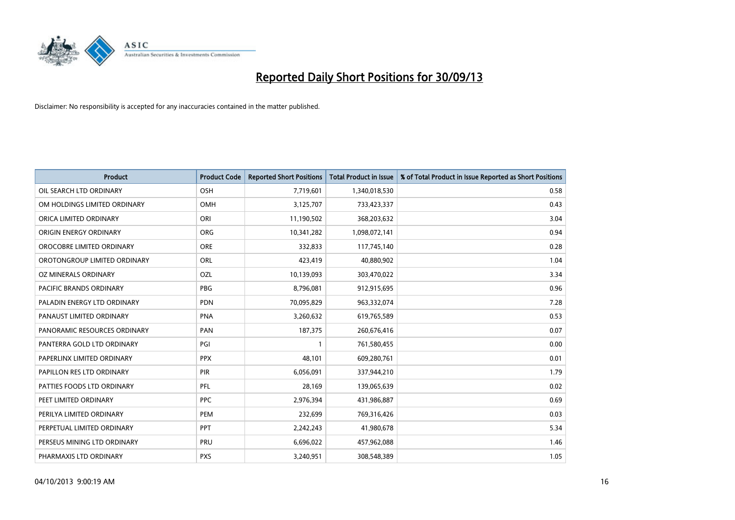# Reported Daily Short Positions for 30/09/13

Disclaimer: No responsibility is accepted for any inaccuracies contained in the matter published.

| Product | Product Code | Reported Short Positions | Total Product in Issue | % of Total Product in Issue Reported as Short Positions |
|---|---|---|---|---|
| OIL SEARCH LTD ORDINARY | OSH | 7,719,601 | 1,340,018,530 | 0.58 |
| OM HOLDINGS LIMITED ORDINARY | OMH | 3,125,707 | 733,423,337 | 0.43 |
| ORICA LIMITED ORDINARY | ORI | 11,190,502 | 368,203,632 | 3.04 |
| ORIGIN ENERGY ORDINARY | ORG | 10,341,282 | 1,098,072,141 | 0.94 |
| OROCOBRE LIMITED ORDINARY | ORE | 332,833 | 117,745,140 | 0.28 |
| OROTONGROUP LIMITED ORDINARY | ORL | 423,419 | 40,880,902 | 1.04 |
| OZ MINERALS ORDINARY | OZL | 10,139,093 | 303,470,022 | 3.34 |
| PACIFIC BRANDS ORDINARY | PBG | 8,796,081 | 912,915,695 | 0.96 |
| PALADIN ENERGY LTD ORDINARY | PDN | 70,095,829 | 963,332,074 | 7.28 |
| PANAUST LIMITED ORDINARY | PNA | 3,260,632 | 619,765,589 | 0.53 |
| PANORAMIC RESOURCES ORDINARY | PAN | 187,375 | 260,676,416 | 0.07 |
| PANTERRA GOLD LTD ORDINARY | PGI | 1 | 761,580,455 | 0.00 |
| PAPERLINX LIMITED ORDINARY | PPX | 48,101 | 609,280,761 | 0.01 |
| PAPILLON RES LTD ORDINARY | PIR | 6,056,091 | 337,944,210 | 1.79 |
| PATTIES FOODS LTD ORDINARY | PFL | 28,169 | 139,065,639 | 0.02 |
| PEET LIMITED ORDINARY | PPC | 2,976,394 | 431,986,887 | 0.69 |
| PERILYA LIMITED ORDINARY | PEM | 232,699 | 769,316,426 | 0.03 |
| PERPETUAL LIMITED ORDINARY | PPT | 2,242,243 | 41,980,678 | 5.34 |
| PERSEUS MINING LTD ORDINARY | PRU | 6,696,022 | 457,962,088 | 1.46 |
| PHARMAXIS LTD ORDINARY | PXS | 3,240,951 | 308,548,389 | 1.05 |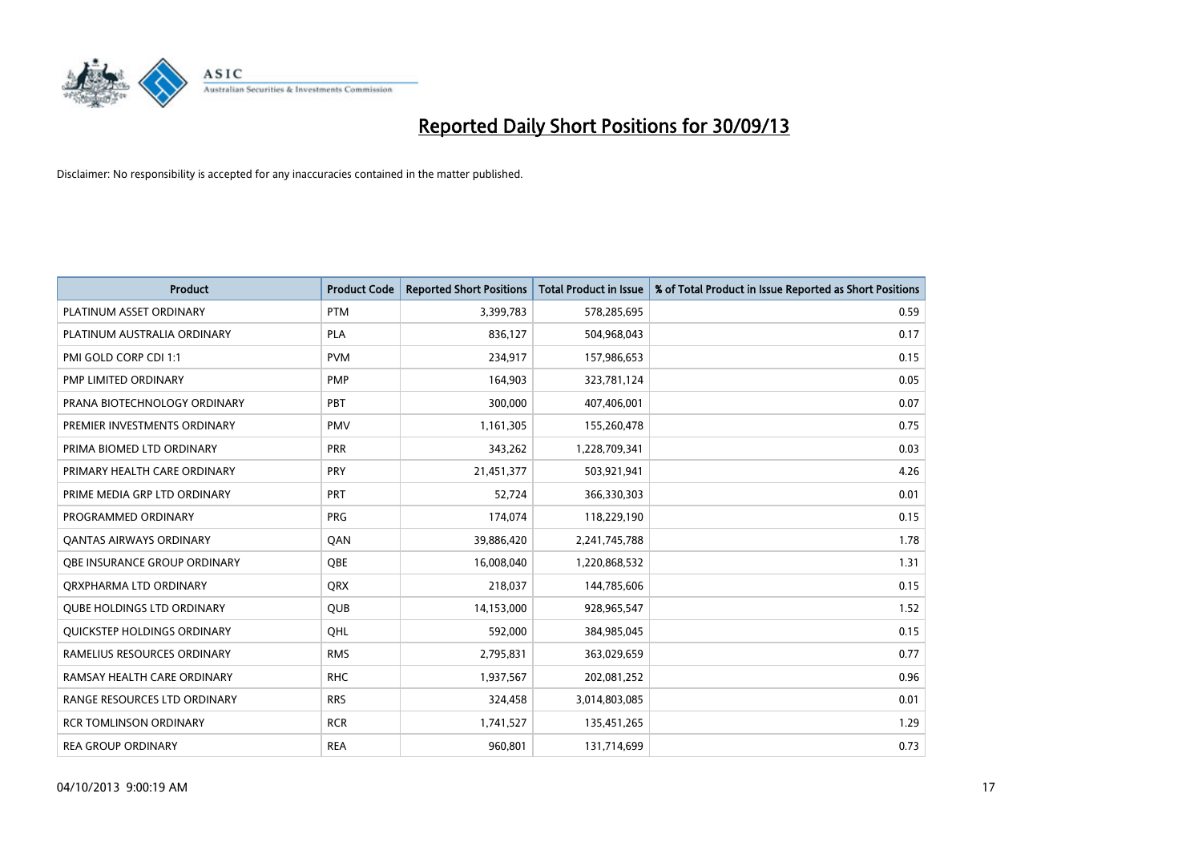# Reported Daily Short Positions for 30/09/13

Disclaimer: No responsibility is accepted for any inaccuracies contained in the matter published.

| Product | Product Code | Reported Short Positions | Total Product in Issue | % of Total Product in Issue Reported as Short Positions |
|---|---|---|---|---|
| PLATINUM ASSET ORDINARY | PTM | 3,399,783 | 578,285,695 | 0.59 |
| PLATINUM AUSTRALIA ORDINARY | PLA | 836,127 | 504,968,043 | 0.17 |
| PMI GOLD CORP CDI 1:1 | PVM | 234,917 | 157,986,653 | 0.15 |
| PMP LIMITED ORDINARY | PMP | 164,903 | 323,781,124 | 0.05 |
| PRANA BIOTECHNOLOGY ORDINARY | PBT | 300,000 | 407,406,001 | 0.07 |
| PREMIER INVESTMENTS ORDINARY | PMV | 1,161,305 | 155,260,478 | 0.75 |
| PRIMA BIOMED LTD ORDINARY | PRR | 343,262 | 1,228,709,341 | 0.03 |
| PRIMARY HEALTH CARE ORDINARY | PRY | 21,451,377 | 503,921,941 | 4.26 |
| PRIME MEDIA GRP LTD ORDINARY | PRT | 52,724 | 366,330,303 | 0.01 |
| PROGRAMMED ORDINARY | PRG | 174,074 | 118,229,190 | 0.15 |
| QANTAS AIRWAYS ORDINARY | QAN | 39,886,420 | 2,241,745,788 | 1.78 |
| QBE INSURANCE GROUP ORDINARY | QBE | 16,008,040 | 1,220,868,532 | 1.31 |
| QRXPHARMA LTD ORDINARY | QRX | 218,037 | 144,785,606 | 0.15 |
| QUBE HOLDINGS LTD ORDINARY | QUB | 14,153,000 | 928,965,547 | 1.52 |
| QUICKSTEP HOLDINGS ORDINARY | QHL | 592,000 | 384,985,045 | 0.15 |
| RAMELIUS RESOURCES ORDINARY | RMS | 2,795,831 | 363,029,659 | 0.77 |
| RAMSAY HEALTH CARE ORDINARY | RHC | 1,937,567 | 202,081,252 | 0.96 |
| RANGE RESOURCES LTD ORDINARY | RRS | 324,458 | 3,014,803,085 | 0.01 |
| RCR TOMLINSON ORDINARY | RCR | 1,741,527 | 135,451,265 | 1.29 |
| REA GROUP ORDINARY | REA | 960,801 | 131,714,699 | 0.73 |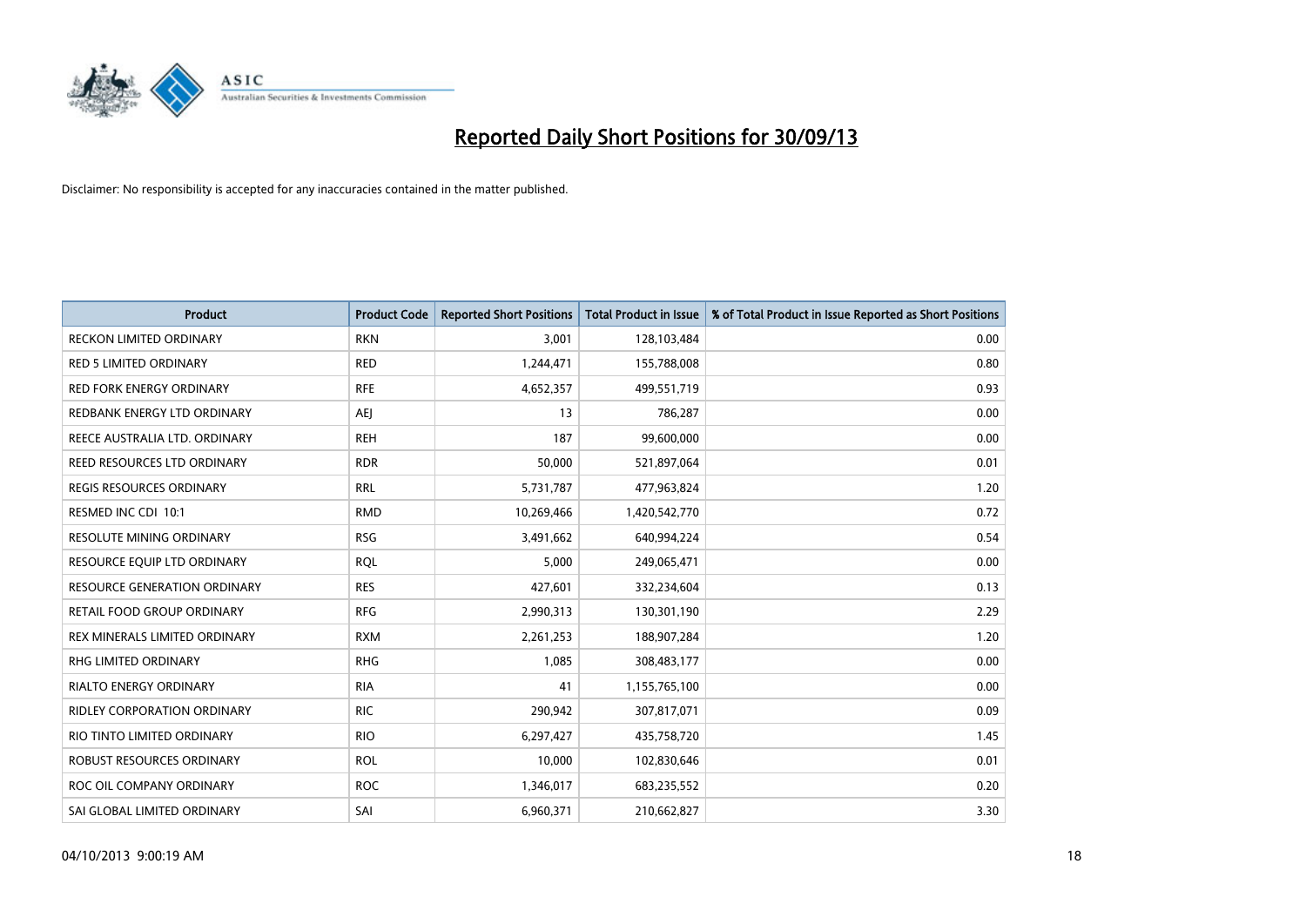# Reported Daily Short Positions for 30/09/13

Disclaimer: No responsibility is accepted for any inaccuracies contained in the matter published.

| Product | Product Code | Reported Short Positions | Total Product in Issue | % of Total Product in Issue Reported as Short Positions |
|---|---|---|---|---|
| RECKON LIMITED ORDINARY | RKN | 3,001 | 128,103,484 | 0.00 |
| RED 5 LIMITED ORDINARY | RED | 1,244,471 | 155,788,008 | 0.80 |
| RED FORK ENERGY ORDINARY | RFE | 4,652,357 | 499,551,719 | 0.93 |
| REDBANK ENERGY LTD ORDINARY | AEJ | 13 | 786,287 | 0.00 |
| REECE AUSTRALIA LTD. ORDINARY | REH | 187 | 99,600,000 | 0.00 |
| REED RESOURCES LTD ORDINARY | RDR | 50,000 | 521,897,064 | 0.01 |
| REGIS RESOURCES ORDINARY | RRL | 5,731,787 | 477,963,824 | 1.20 |
| RESMED INC CDI 10:1 | RMD | 10,269,466 | 1,420,542,770 | 0.72 |
| RESOLUTE MINING ORDINARY | RSG | 3,491,662 | 640,994,224 | 0.54 |
| RESOURCE EQUIP LTD ORDINARY | RQL | 5,000 | 249,065,471 | 0.00 |
| RESOURCE GENERATION ORDINARY | RES | 427,601 | 332,234,604 | 0.13 |
| RETAIL FOOD GROUP ORDINARY | RFG | 2,990,313 | 130,301,190 | 2.29 |
| REX MINERALS LIMITED ORDINARY | RXM | 2,261,253 | 188,907,284 | 1.20 |
| RHG LIMITED ORDINARY | RHG | 1,085 | 308,483,177 | 0.00 |
| RIALTO ENERGY ORDINARY | RIA | 41 | 1,155,765,100 | 0.00 |
| RIDLEY CORPORATION ORDINARY | RIC | 290,942 | 307,817,071 | 0.09 |
| RIO TINTO LIMITED ORDINARY | RIO | 6,297,427 | 435,758,720 | 1.45 |
| ROBUST RESOURCES ORDINARY | ROL | 10,000 | 102,830,646 | 0.01 |
| ROC OIL COMPANY ORDINARY | ROC | 1,346,017 | 683,235,552 | 0.20 |
| SAI GLOBAL LIMITED ORDINARY | SAI | 6,960,371 | 210,662,827 | 3.30 |

04/10/2013 9:00:19 AM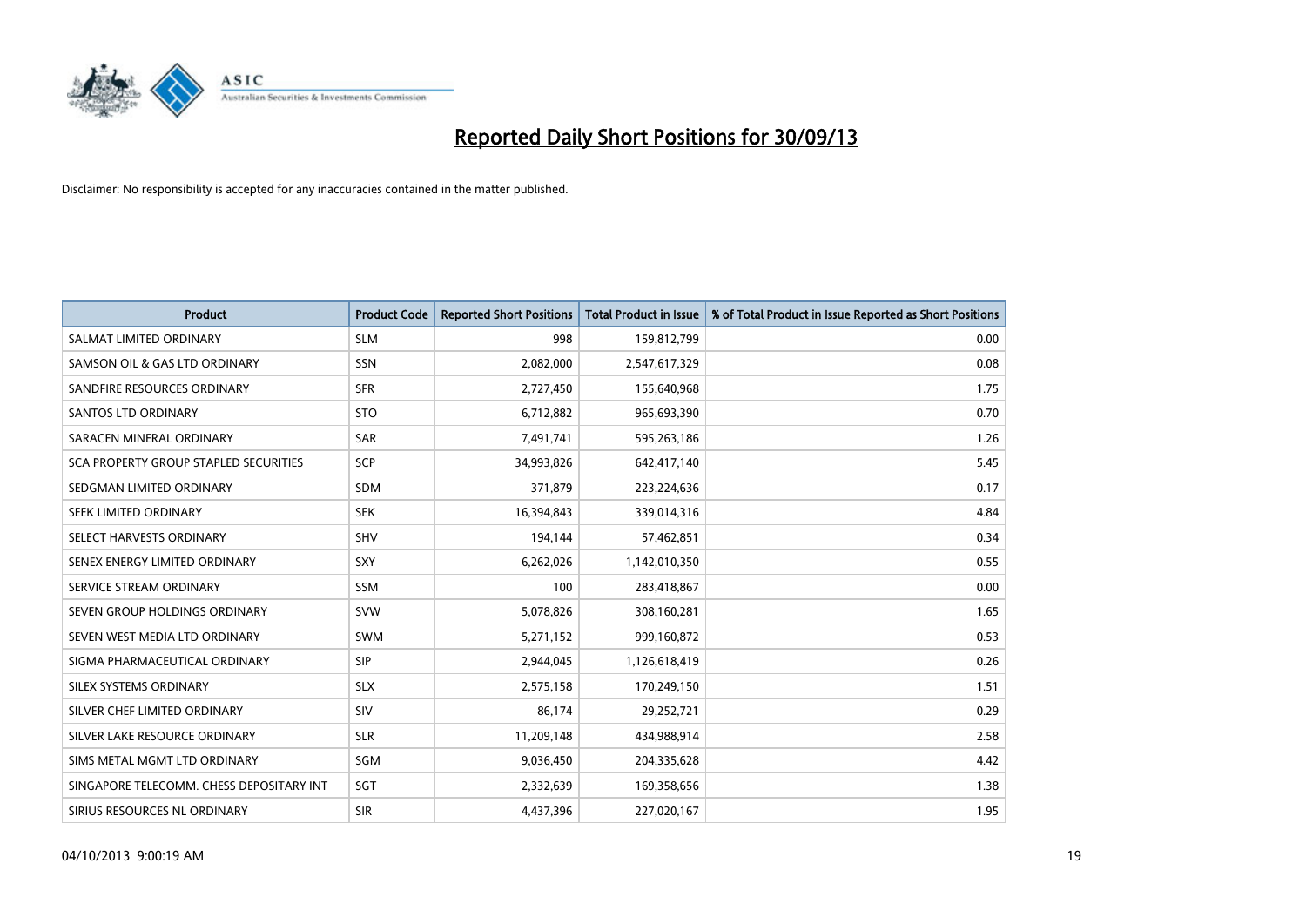# Reported Daily Short Positions for 30/09/13

Disclaimer: No responsibility is accepted for any inaccuracies contained in the matter published.

| Product | Product Code | Reported Short Positions | Total Product in Issue | % of Total Product in Issue Reported as Short Positions |
|---|---|---|---|---|
| SALMAT LIMITED ORDINARY | SLM | 998 | 159,812,799 | 0.00 |
| SAMSON OIL & GAS LTD ORDINARY | SSN | 2,082,000 | 2,547,617,329 | 0.08 |
| SANDFIRE RESOURCES ORDINARY | SFR | 2,727,450 | 155,640,968 | 1.75 |
| SANTOS LTD ORDINARY | STO | 6,712,882 | 965,693,390 | 0.70 |
| SARACEN MINERAL ORDINARY | SAR | 7,491,741 | 595,263,186 | 1.26 |
| SCA PROPERTY GROUP STAPLED SECURITIES | SCP | 34,993,826 | 642,417,140 | 5.45 |
| SEDGMAN LIMITED ORDINARY | SDM | 371,879 | 223,224,636 | 0.17 |
| SEEK LIMITED ORDINARY | SEK | 16,394,843 | 339,014,316 | 4.84 |
| SELECT HARVESTS ORDINARY | SHV | 194,144 | 57,462,851 | 0.34 |
| SENEX ENERGY LIMITED ORDINARY | SXY | 6,262,026 | 1,142,010,350 | 0.55 |
| SERVICE STREAM ORDINARY | SSM | 100 | 283,418,867 | 0.00 |
| SEVEN GROUP HOLDINGS ORDINARY | SVW | 5,078,826 | 308,160,281 | 1.65 |
| SEVEN WEST MEDIA LTD ORDINARY | SWM | 5,271,152 | 999,160,872 | 0.53 |
| SIGMA PHARMACEUTICAL ORDINARY | SIP | 2,944,045 | 1,126,618,419 | 0.26 |
| SILEX SYSTEMS ORDINARY | SLX | 2,575,158 | 170,249,150 | 1.51 |
| SILVER CHEF LIMITED ORDINARY | SIV | 86,174 | 29,252,721 | 0.29 |
| SILVER LAKE RESOURCE ORDINARY | SLR | 11,209,148 | 434,988,914 | 2.58 |
| SIMS METAL MGMT LTD ORDINARY | SGM | 9,036,450 | 204,335,628 | 4.42 |
| SINGAPORE TELECOMM. CHESS DEPOSITARY INT | SGT | 2,332,639 | 169,358,656 | 1.38 |
| SIRIUS RESOURCES NL ORDINARY | SIR | 4,437,396 | 227,020,167 | 1.95 |

04/10/2013 9:00:19 AM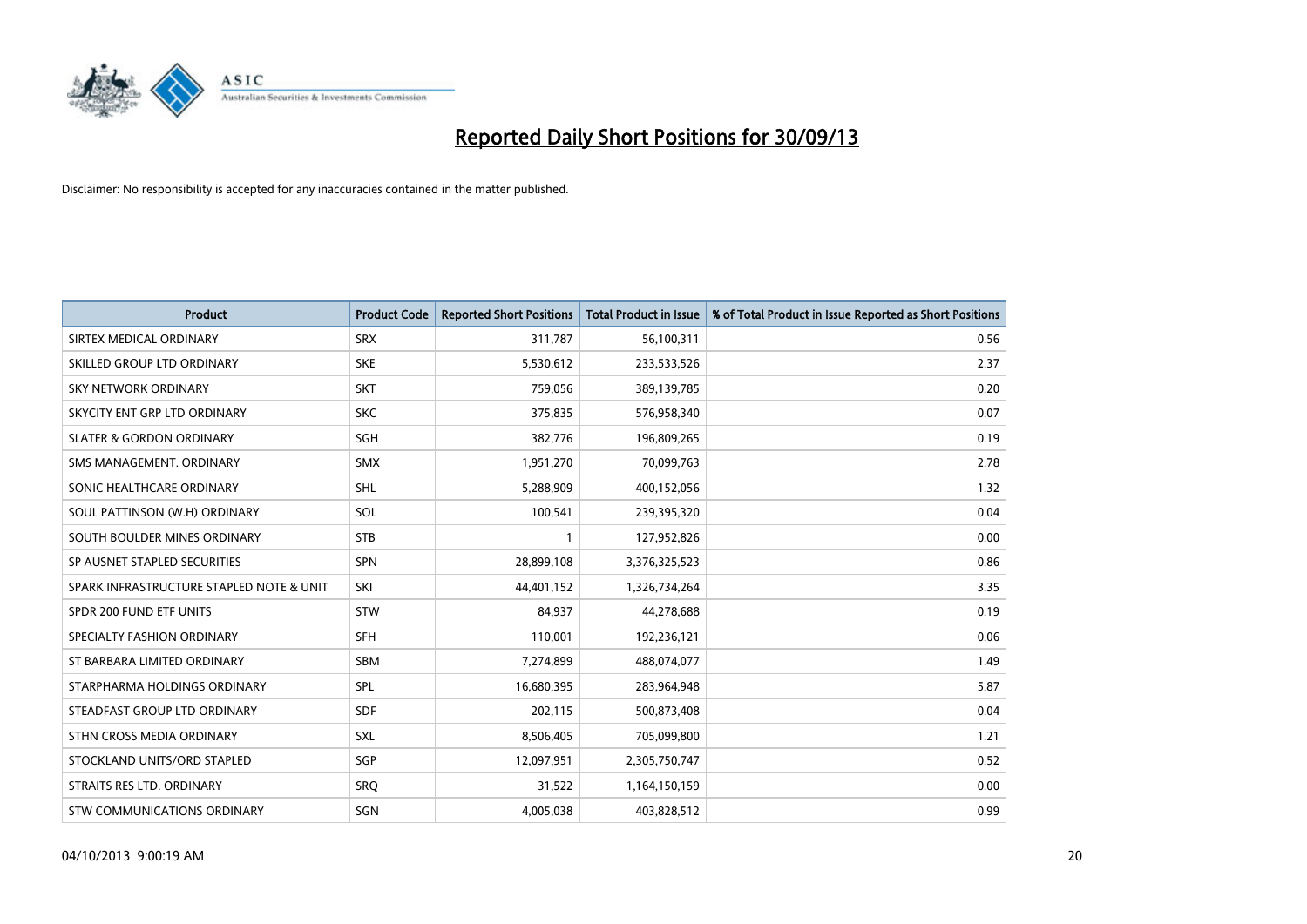# Reported Daily Short Positions for 30/09/13

Disclaimer: No responsibility is accepted for any inaccuracies contained in the matter published.

| Product | Product Code | Reported Short Positions | Total Product in Issue | % of Total Product in Issue Reported as Short Positions |
|---|---|---|---|---|
| SIRTEX MEDICAL ORDINARY | SRX | 311,787 | 56,100,311 | 0.56 |
| SKILLED GROUP LTD ORDINARY | SKE | 5,530,612 | 233,533,526 | 2.37 |
| SKY NETWORK ORDINARY | SKT | 759,056 | 389,139,785 | 0.20 |
| SKYCITY ENT GRP LTD ORDINARY | SKC | 375,835 | 576,958,340 | 0.07 |
| SLATER & GORDON ORDINARY | SGH | 382,776 | 196,809,265 | 0.19 |
| SMS MANAGEMENT. ORDINARY | SMX | 1,951,270 | 70,099,763 | 2.78 |
| SONIC HEALTHCARE ORDINARY | SHL | 5,288,909 | 400,152,056 | 1.32 |
| SOUL PATTINSON (W.H) ORDINARY | SOL | 100,541 | 239,395,320 | 0.04 |
| SOUTH BOULDER MINES ORDINARY | STB | 1 | 127,952,826 | 0.00 |
| SP AUSNET STAPLED SECURITIES | SPN | 28,899,108 | 3,376,325,523 | 0.86 |
| SPARK INFRASTRUCTURE STAPLED NOTE & UNIT | SKI | 44,401,152 | 1,326,734,264 | 3.35 |
| SPDR 200 FUND ETF UNITS | STW | 84,937 | 44,278,688 | 0.19 |
| SPECIALTY FASHION ORDINARY | SFH | 110,001 | 192,236,121 | 0.06 |
| ST BARBARA LIMITED ORDINARY | SBM | 7,274,899 | 488,074,077 | 1.49 |
| STARPHARMA HOLDINGS ORDINARY | SPL | 16,680,395 | 283,964,948 | 5.87 |
| STEADFAST GROUP LTD ORDINARY | SDF | 202,115 | 500,873,408 | 0.04 |
| STHN CROSS MEDIA ORDINARY | SXL | 8,506,405 | 705,099,800 | 1.21 |
| STOCKLAND UNITS/ORD STAPLED | SGP | 12,097,951 | 2,305,750,747 | 0.52 |
| STRAITS RES LTD. ORDINARY | SRQ | 31,522 | 1,164,150,159 | 0.00 |
| STW COMMUNICATIONS ORDINARY | SGN | 4,005,038 | 403,828,512 | 0.99 |

04/10/2013 9:00:19 AM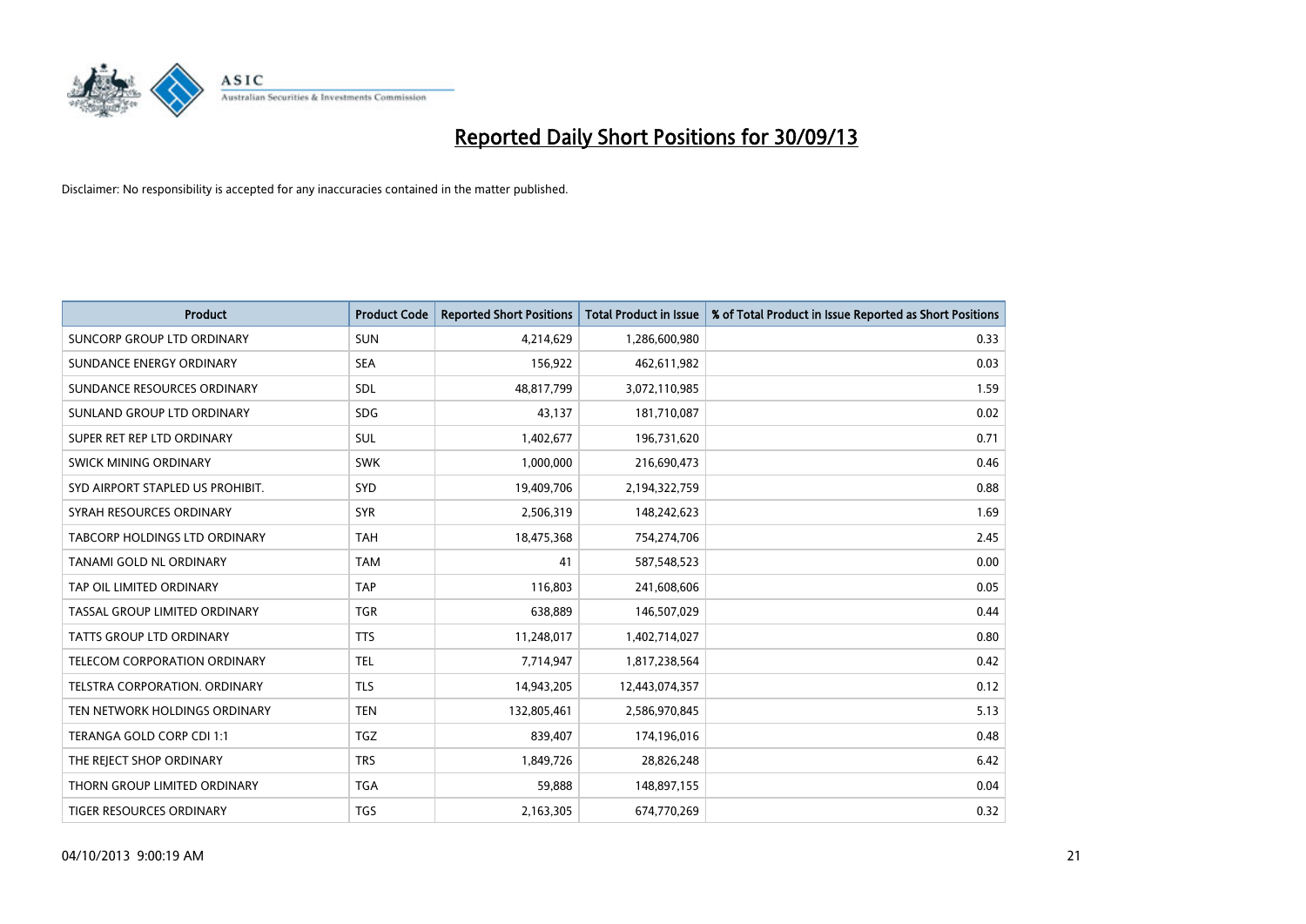# Reported Daily Short Positions for 30/09/13

Disclaimer: No responsibility is accepted for any inaccuracies contained in the matter published.

| Product | Product Code | Reported Short Positions | Total Product in Issue | % of Total Product in Issue Reported as Short Positions |
|---|---|---|---|---|
| SUNCORP GROUP LTD ORDINARY | SUN | 4,214,629 | 1,286,600,980 | 0.33 |
| SUNDANCE ENERGY ORDINARY | SEA | 156,922 | 462,611,982 | 0.03 |
| SUNDANCE RESOURCES ORDINARY | SDL | 48,817,799 | 3,072,110,985 | 1.59 |
| SUNLAND GROUP LTD ORDINARY | SDG | 43,137 | 181,710,087 | 0.02 |
| SUPER RET REP LTD ORDINARY | SUL | 1,402,677 | 196,731,620 | 0.71 |
| SWICK MINING ORDINARY | SWK | 1,000,000 | 216,690,473 | 0.46 |
| SYD AIRPORT STAPLED US PROHIBIT. | SYD | 19,409,706 | 2,194,322,759 | 0.88 |
| SYRAH RESOURCES ORDINARY | SYR | 2,506,319 | 148,242,623 | 1.69 |
| TABCORP HOLDINGS LTD ORDINARY | TAH | 18,475,368 | 754,274,706 | 2.45 |
| TANAMI GOLD NL ORDINARY | TAM | 41 | 587,548,523 | 0.00 |
| TAP OIL LIMITED ORDINARY | TAP | 116,803 | 241,608,606 | 0.05 |
| TASSAL GROUP LIMITED ORDINARY | TGR | 638,889 | 146,507,029 | 0.44 |
| TATTS GROUP LTD ORDINARY | TTS | 11,248,017 | 1,402,714,027 | 0.80 |
| TELECOM CORPORATION ORDINARY | TEL | 7,714,947 | 1,817,238,564 | 0.42 |
| TELSTRA CORPORATION. ORDINARY | TLS | 14,943,205 | 12,443,074,357 | 0.12 |
| TEN NETWORK HOLDINGS ORDINARY | TEN | 132,805,461 | 2,586,970,845 | 5.13 |
| TERANGA GOLD CORP CDI 1:1 | TGZ | 839,407 | 174,196,016 | 0.48 |
| THE REJECT SHOP ORDINARY | TRS | 1,849,726 | 28,826,248 | 6.42 |
| THORN GROUP LIMITED ORDINARY | TGA | 59,888 | 148,897,155 | 0.04 |
| TIGER RESOURCES ORDINARY | TGS | 2,163,305 | 674,770,269 | 0.32 |

04/10/2013 9:00:19 AM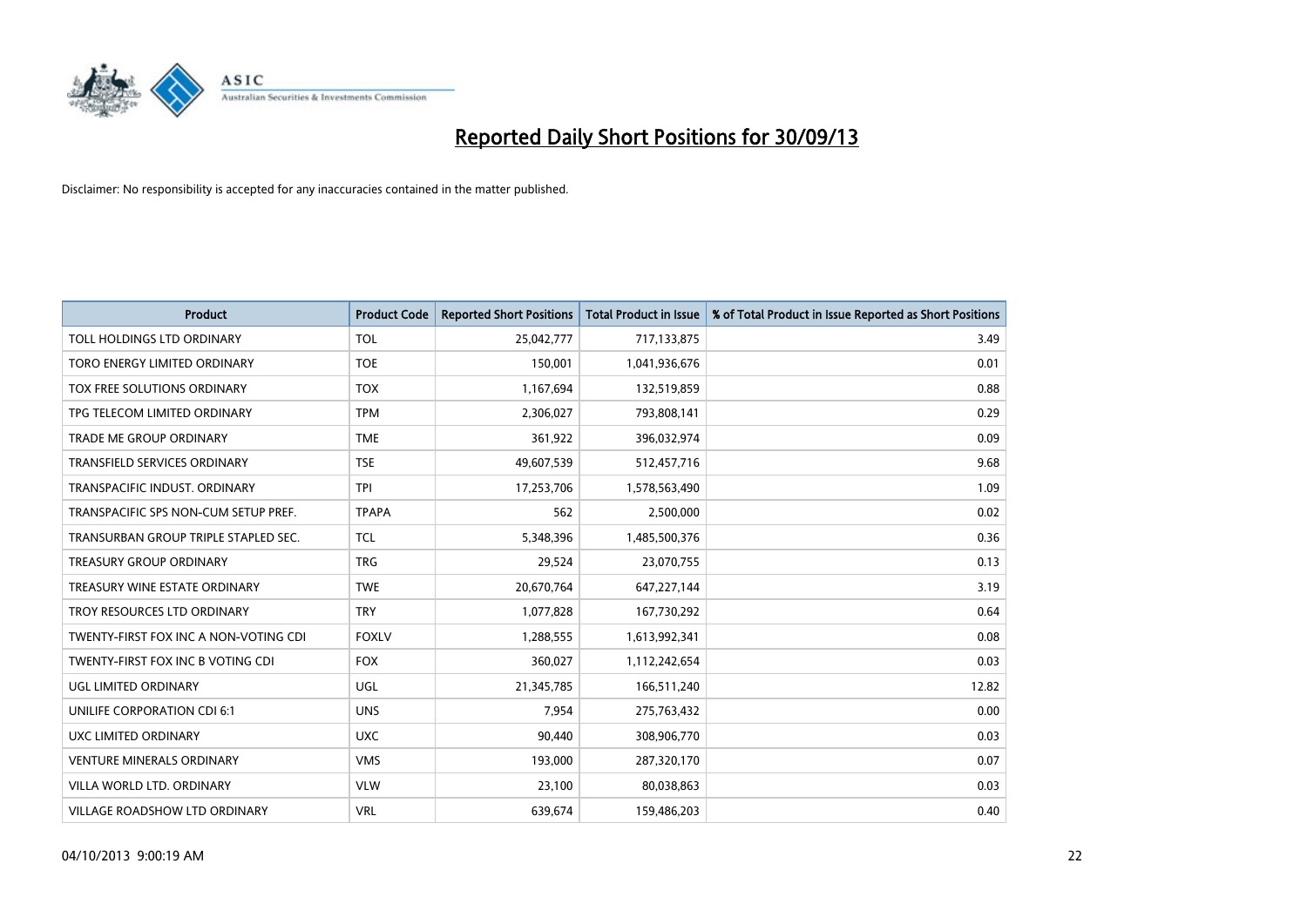# Reported Daily Short Positions for 30/09/13

Disclaimer: No responsibility is accepted for any inaccuracies contained in the matter published.

| Product | Product Code | Reported Short Positions | Total Product in Issue | % of Total Product in Issue Reported as Short Positions |
|---|---|---|---|---|
| TOLL HOLDINGS LTD ORDINARY | TOL | 25,042,777 | 717,133,875 | 3.49 |
| TORO ENERGY LIMITED ORDINARY | TOE | 150,001 | 1,041,936,676 | 0.01 |
| TOX FREE SOLUTIONS ORDINARY | TOX | 1,167,694 | 132,519,859 | 0.88 |
| TPG TELECOM LIMITED ORDINARY | TPM | 2,306,027 | 793,808,141 | 0.29 |
| TRADE ME GROUP ORDINARY | TME | 361,922 | 396,032,974 | 0.09 |
| TRANSFIELD SERVICES ORDINARY | TSE | 49,607,539 | 512,457,716 | 9.68 |
| TRANSPACIFIC INDUST. ORDINARY | TPI | 17,253,706 | 1,578,563,490 | 1.09 |
| TRANSPACIFIC SPS NON-CUM SETUP PREF. | TPAPA | 562 | 2,500,000 | 0.02 |
| TRANSURBAN GROUP TRIPLE STAPLED SEC. | TCL | 5,348,396 | 1,485,500,376 | 0.36 |
| TREASURY GROUP ORDINARY | TRG | 29,524 | 23,070,755 | 0.13 |
| TREASURY WINE ESTATE ORDINARY | TWE | 20,670,764 | 647,227,144 | 3.19 |
| TROY RESOURCES LTD ORDINARY | TRY | 1,077,828 | 167,730,292 | 0.64 |
| TWENTY-FIRST FOX INC A NON-VOTING CDI | FOXLV | 1,288,555 | 1,613,992,341 | 0.08 |
| TWENTY-FIRST FOX INC B VOTING CDI | FOX | 360,027 | 1,112,242,654 | 0.03 |
| UGL LIMITED ORDINARY | UGL | 21,345,785 | 166,511,240 | 12.82 |
| UNILIFE CORPORATION CDI 6:1 | UNS | 7,954 | 275,763,432 | 0.00 |
| UXC LIMITED ORDINARY | UXC | 90,440 | 308,906,770 | 0.03 |
| VENTURE MINERALS ORDINARY | VMS | 193,000 | 287,320,170 | 0.07 |
| VILLA WORLD LTD. ORDINARY | VLW | 23,100 | 80,038,863 | 0.03 |
| VILLAGE ROADSHOW LTD ORDINARY | VRL | 639,674 | 159,486,203 | 0.40 |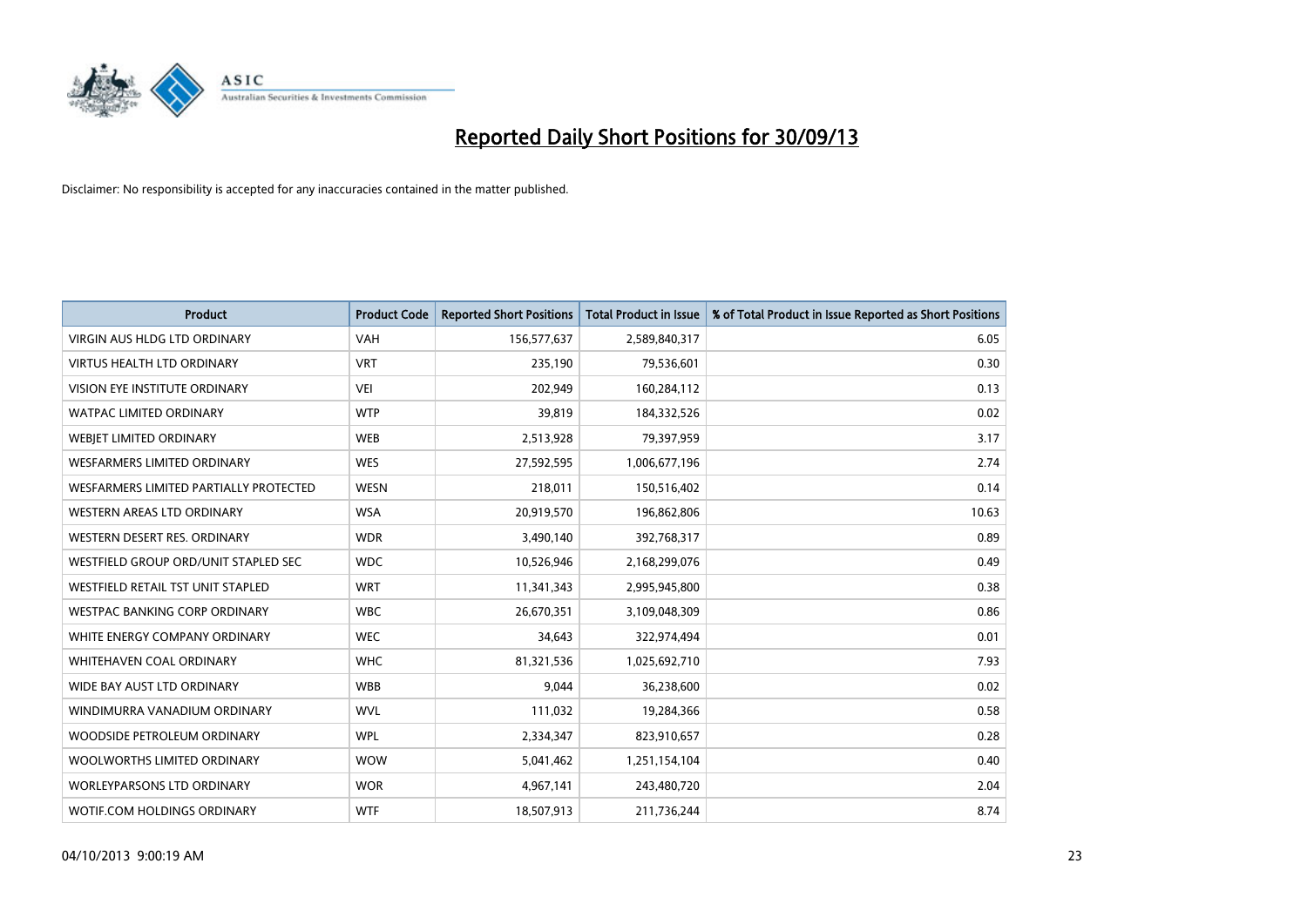# Reported Daily Short Positions for 30/09/13

Disclaimer: No responsibility is accepted for any inaccuracies contained in the matter published.

| Product | Product Code | Reported Short Positions | Total Product in Issue | % of Total Product in Issue Reported as Short Positions |
|---|---|---|---|---|
| VIRGIN AUS HLDG LTD ORDINARY | VAH | 156,577,637 | 2,589,840,317 | 6.05 |
| VIRTUS HEALTH LTD ORDINARY | VRT | 235,190 | 79,536,601 | 0.30 |
| VISION EYE INSTITUTE ORDINARY | VEI | 202,949 | 160,284,112 | 0.13 |
| WATPAC LIMITED ORDINARY | WTP | 39,819 | 184,332,526 | 0.02 |
| WEBJET LIMITED ORDINARY | WEB | 2,513,928 | 79,397,959 | 3.17 |
| WESFARMERS LIMITED ORDINARY | WES | 27,592,595 | 1,006,677,196 | 2.74 |
| WESFARMERS LIMITED PARTIALLY PROTECTED | WESN | 218,011 | 150,516,402 | 0.14 |
| WESTERN AREAS LTD ORDINARY | WSA | 20,919,570 | 196,862,806 | 10.63 |
| WESTERN DESERT RES. ORDINARY | WDR | 3,490,140 | 392,768,317 | 0.89 |
| WESTFIELD GROUP ORD/UNIT STAPLED SEC | WDC | 10,526,946 | 2,168,299,076 | 0.49 |
| WESTFIELD RETAIL TST UNIT STAPLED | WRT | 11,341,343 | 2,995,945,800 | 0.38 |
| WESTPAC BANKING CORP ORDINARY | WBC | 26,670,351 | 3,109,048,309 | 0.86 |
| WHITE ENERGY COMPANY ORDINARY | WEC | 34,643 | 322,974,494 | 0.01 |
| WHITEHAVEN COAL ORDINARY | WHC | 81,321,536 | 1,025,692,710 | 7.93 |
| WIDE BAY AUST LTD ORDINARY | WBB | 9,044 | 36,238,600 | 0.02 |
| WINDIMURRA VANADIUM ORDINARY | WVL | 111,032 | 19,284,366 | 0.58 |
| WOODSIDE PETROLEUM ORDINARY | WPL | 2,334,347 | 823,910,657 | 0.28 |
| WOOLWORTHS LIMITED ORDINARY | WOW | 5,041,462 | 1,251,154,104 | 0.40 |
| WORLEYPARSONS LTD ORDINARY | WOR | 4,967,141 | 243,480,720 | 2.04 |
| WOTIF.COM HOLDINGS ORDINARY | WTF | 18,507,913 | 211,736,244 | 8.74 |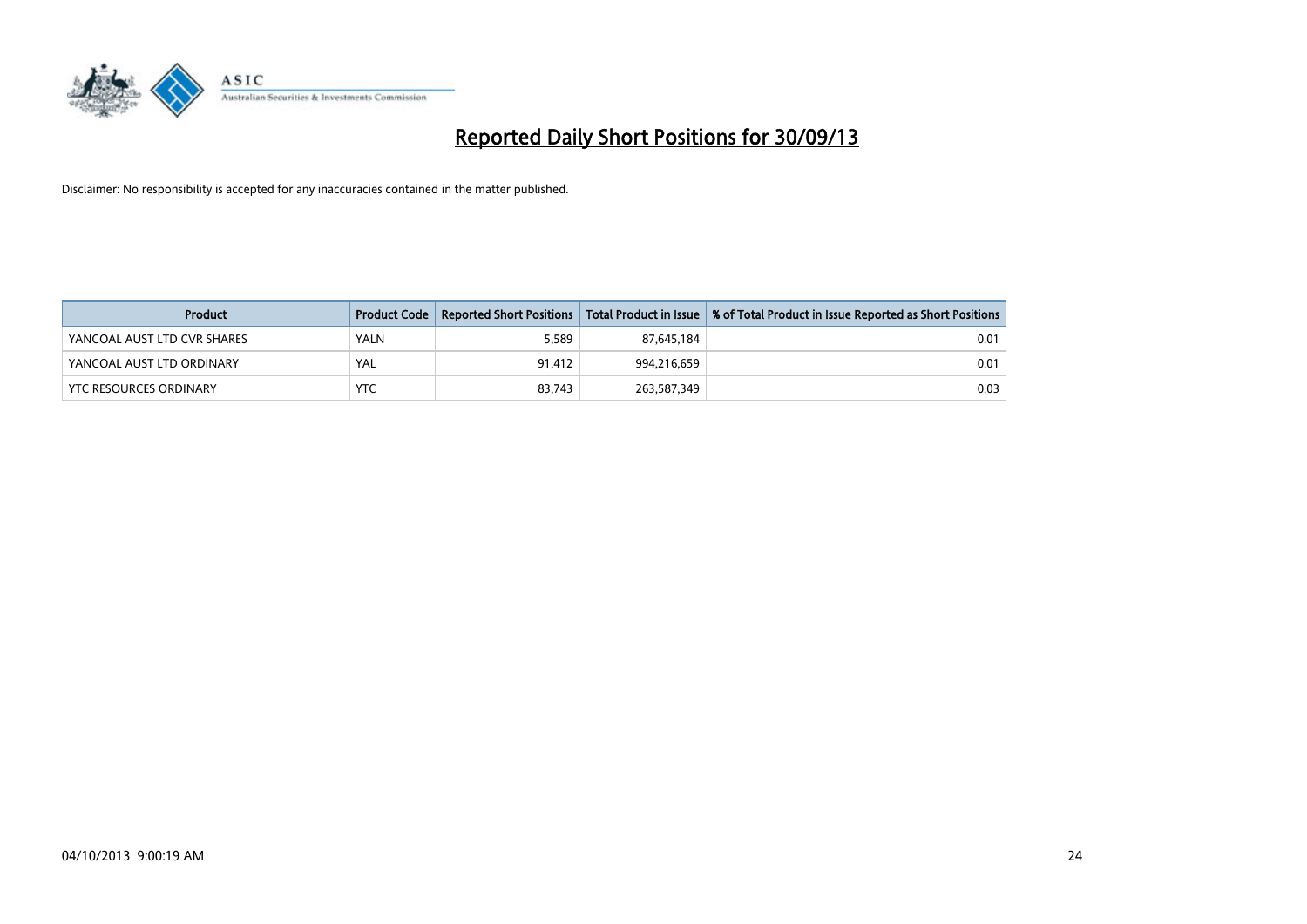# Reported Daily Short Positions for 30/09/13

Disclaimer: No responsibility is accepted for any inaccuracies contained in the matter published.

| Product | Product Code | Reported Short Positions | Total Product in Issue | % of Total Product in Issue Reported as Short Positions |
|---|---|---|---|---|
| YANCOAL AUST LTD CVR SHARES | YALN | 5,589 | 87,645,184 | 0.01 |
| YANCOAL AUST LTD ORDINARY | YAL | 91,412 | 994,216,659 | 0.01 |
| YTC RESOURCES ORDINARY | YTC | 83,743 | 263,587,349 | 0.03 |

04/10/2013 9:00:19 AM